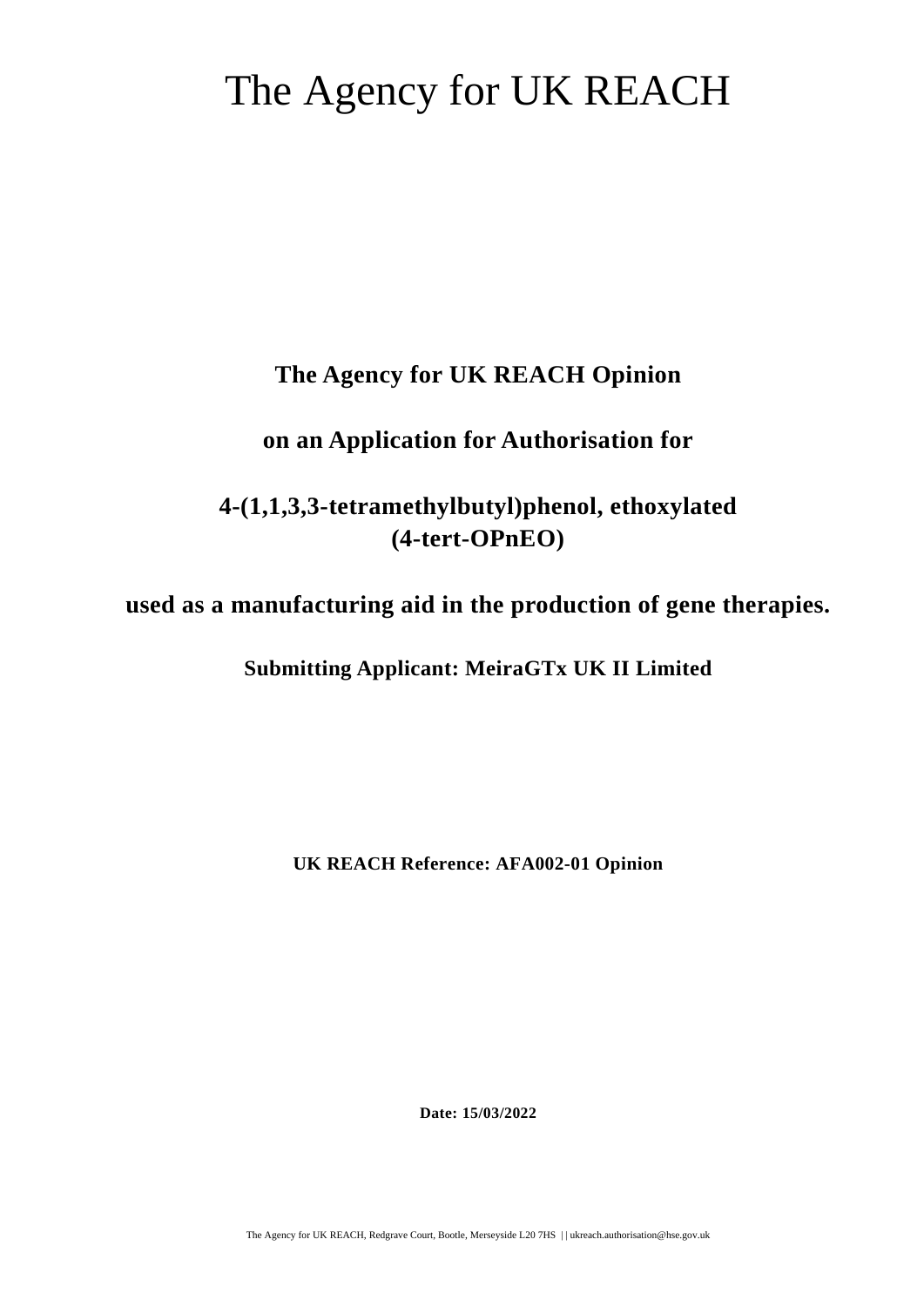# The Agency for UK REACH

**The Agency for UK REACH Opinion**

**on an Application for Authorisation for**

**4-(1,1,3,3-tetramethylbutyl)phenol, ethoxylated (4-tert-OPnEO)**

**used as a manufacturing aid in the production of gene therapies.**

**Submitting Applicant: MeiraGTx UK II Limited**

**UK REACH Reference: AFA002-01 Opinion**

**Date: 15/03/2022**

The Agency for UK REACH, Redgrave Court, Bootle, Merseyside L20 7HS | | ukreach.authorisation@hse.gov.uk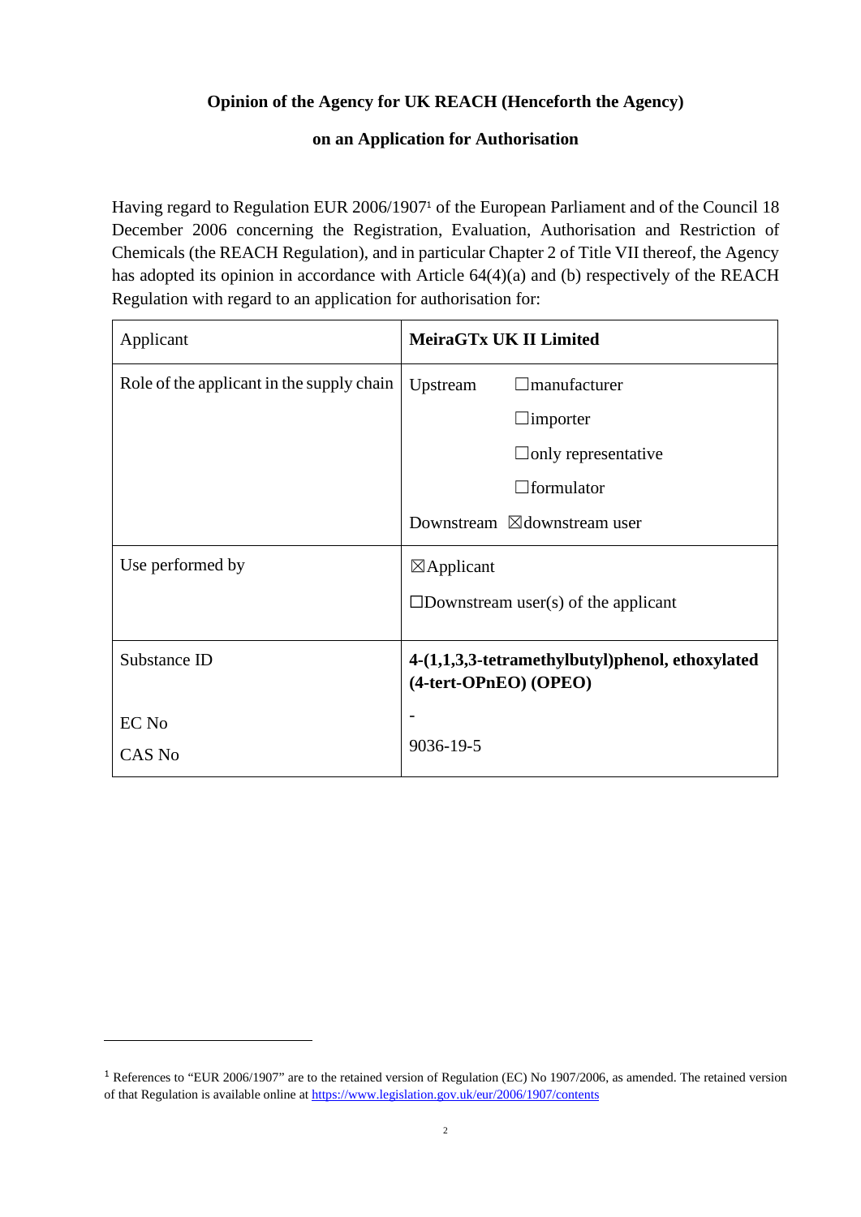**Opinion of the Agency for UK REACH (Henceforth the Agency)**

**on an Application for Authorisation**

Having regard to Regulation EUR 2006/1907[1] of the European Parliament and of the Council 18 December 2006 concerning the Registration, Evaluation, Authorisation and Restriction of Chemicals (the REACH Regulation), and in particular Chapter 2 of Title VII thereof, the Agency has adopted its opinion in accordance with Article 64(4)(a) and (b) respectively of the REACH Regulation with regard to an application for authorisation for:

| Applicant | **MeiraGTx UK II Limited** |
|---|---|
| Role of the applicant in the supply chain | Upstream ☐manufacturer<br>☐importer<br>☐only representative<br>☐formulator<br>Downstream ☒downstream user |
| Use performed by | ☒Applicant<br>☐Downstream user(s) of the applicant |
| Substance ID<br><br>EC No<br>CAS No | **4-(1,1,3,3-tetramethylbutyl)phenol, ethoxylated (4-tert-OPnEO) (OPEO)**<br><br>-<br>9036-19-5 |

[1] References to "EUR 2006/1907" are to the retained version of Regulation (EC) No 1907/2006, as amended. The retained version of that Regulation is available online at https://www.legislation.gov.uk/eur/2006/1907/contents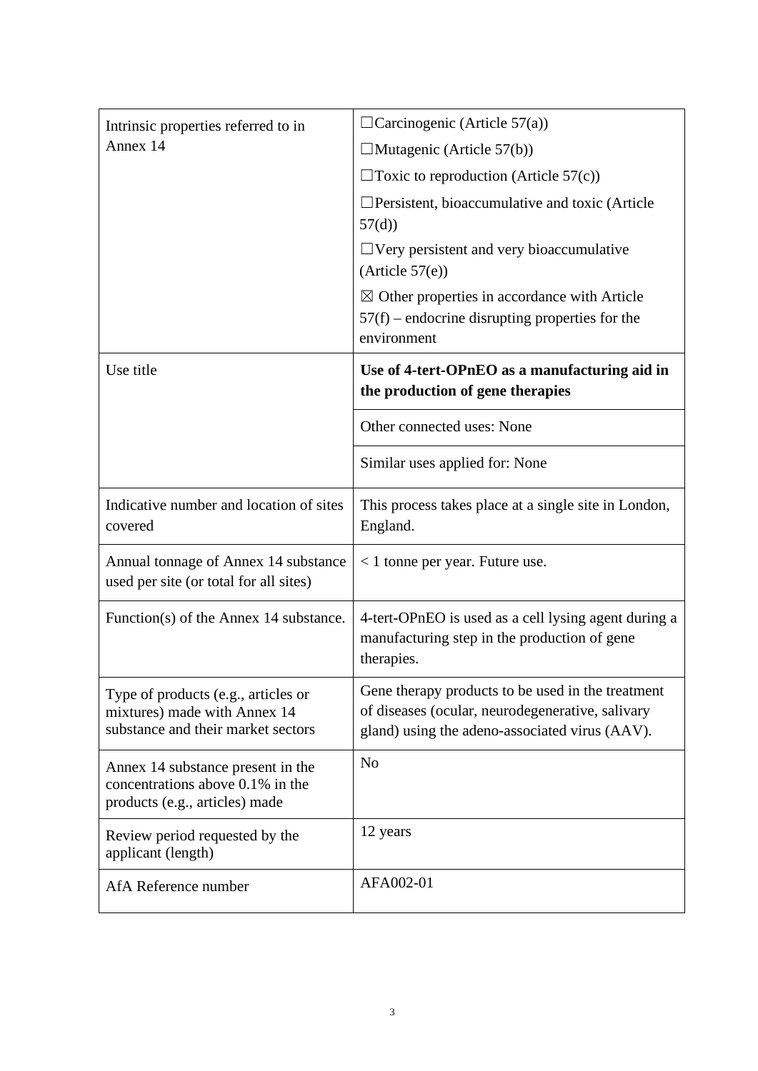| | |
|---|---|
| Intrinsic properties referred to in Annex 14 | ☐Carcinogenic (Article 57(a))<br>☐Mutagenic (Article 57(b))<br>☐Toxic to reproduction (Article 57(c))<br>☐Persistent, bioaccumulative and toxic (Article 57(d))<br>☐Very persistent and very bioaccumulative (Article 57(e))<br>☒ Other properties in accordance with Article 57(f) – endocrine disrupting properties for the environment |
| Use title | **Use of 4-tert-OPnEO as a manufacturing aid in the production of gene therapies** |
| | Other connected uses: None |
| | Similar uses applied for: None |
| Indicative number and location of sites covered | This process takes place at a single site in London, England. |
| Annual tonnage of Annex 14 substance used per site (or total for all sites) | < 1 tonne per year. Future use. |
| Function(s) of the Annex 14 substance. | 4-tert-OPnEO is used as a cell lysing agent during a manufacturing step in the production of gene therapies. |
| Type of products (e.g., articles or mixtures) made with Annex 14 substance and their market sectors | Gene therapy products to be used in the treatment of diseases (ocular, neurodegenerative, salivary gland) using the adeno-associated virus (AAV). |
| Annex 14 substance present in the concentrations above 0.1% in the products (e.g., articles) made | No |
| Review period requested by the applicant (length) | 12 years |
| AfA Reference number | AFA002-01 |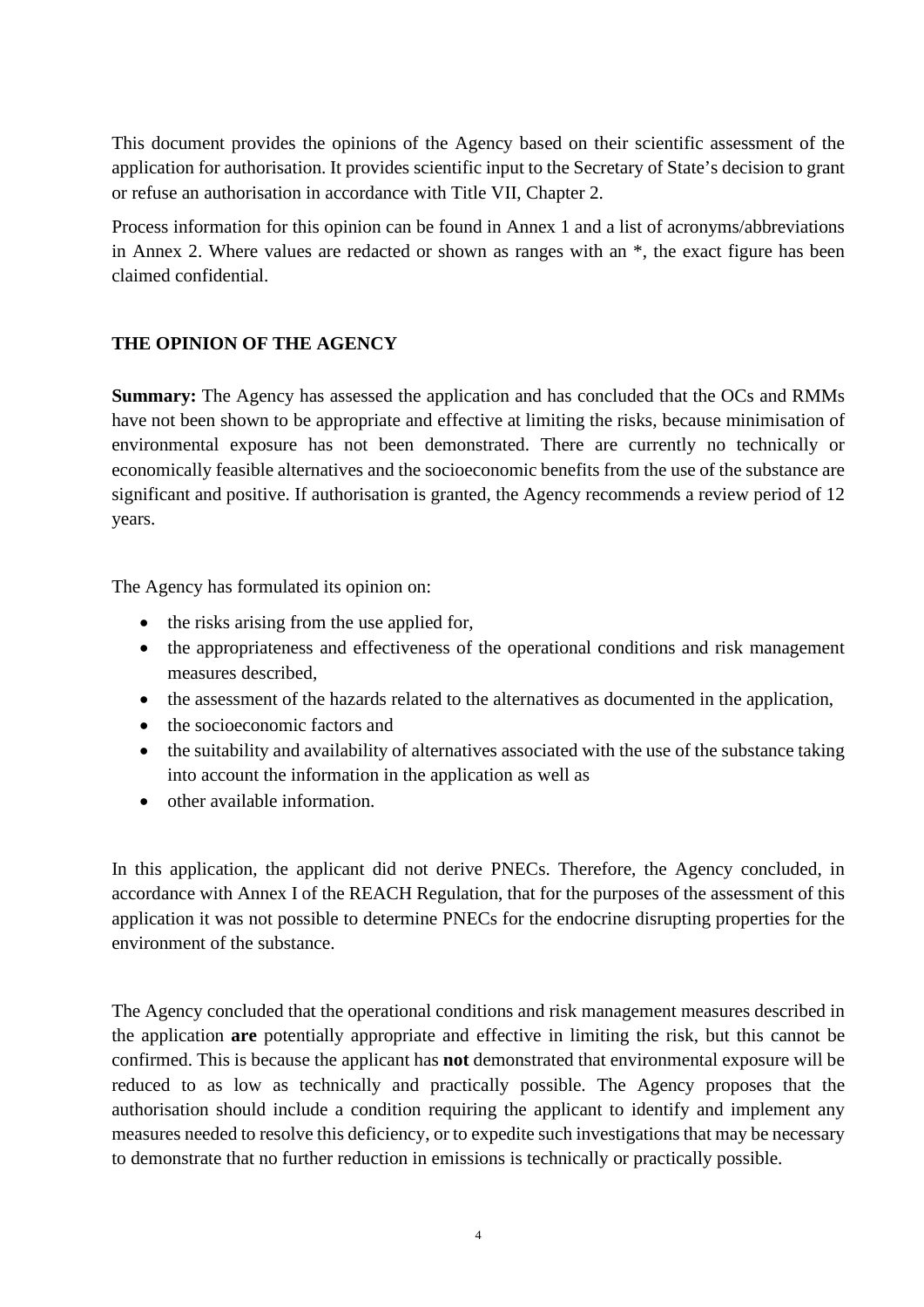This document provides the opinions of the Agency based on their scientific assessment of the application for authorisation. It provides scientific input to the Secretary of State's decision to grant or refuse an authorisation in accordance with Title VII, Chapter 2.

Process information for this opinion can be found in Annex 1 and a list of acronyms/abbreviations in Annex 2. Where values are redacted or shown as ranges with an *, the exact figure has been claimed confidential.

## THE OPINION OF THE AGENCY

**Summary:** The Agency has assessed the application and has concluded that the OCs and RMMs have not been shown to be appropriate and effective at limiting the risks, because minimisation of environmental exposure has not been demonstrated. There are currently no technically or economically feasible alternatives and the socioeconomic benefits from the use of the substance are significant and positive. If authorisation is granted, the Agency recommends a review period of 12 years.

The Agency has formulated its opinion on:

- the risks arising from the use applied for,
- the appropriateness and effectiveness of the operational conditions and risk management measures described,
- the assessment of the hazards related to the alternatives as documented in the application,
- the socioeconomic factors and
- the suitability and availability of alternatives associated with the use of the substance taking into account the information in the application as well as
- other available information.

In this application, the applicant did not derive PNECs. Therefore, the Agency concluded, in accordance with Annex I of the REACH Regulation, that for the purposes of the assessment of this application it was not possible to determine PNECs for the endocrine disrupting properties for the environment of the substance.

The Agency concluded that the operational conditions and risk management measures described in the application **are** potentially appropriate and effective in limiting the risk, but this cannot be confirmed. This is because the applicant has **not** demonstrated that environmental exposure will be reduced to as low as technically and practically possible. The Agency proposes that the authorisation should include a condition requiring the applicant to identify and implement any measures needed to resolve this deficiency, or to expedite such investigations that may be necessary to demonstrate that no further reduction in emissions is technically or practically possible.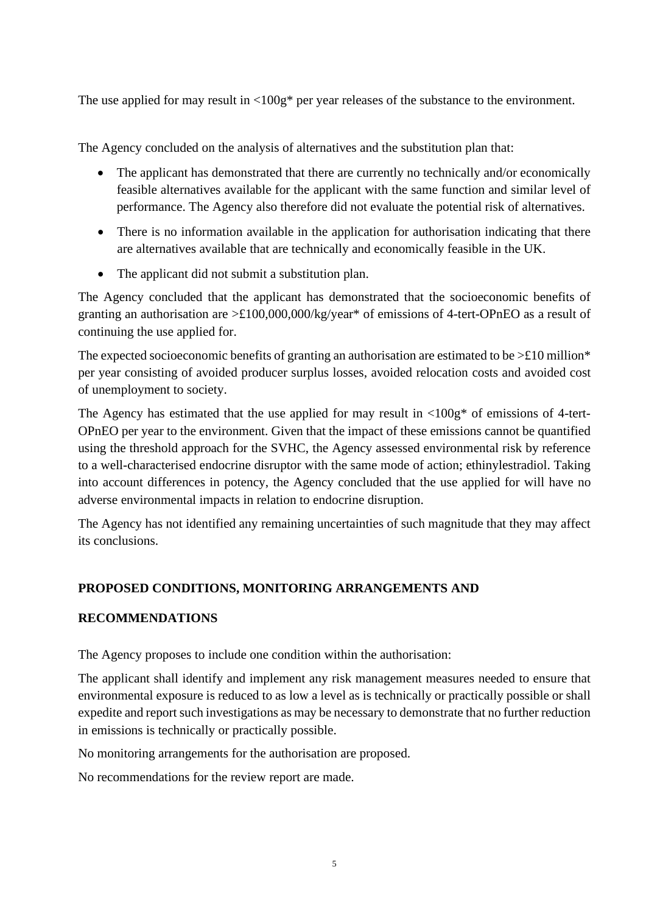The use applied for may result in <100g* per year releases of the substance to the environment.

The Agency concluded on the analysis of alternatives and the substitution plan that:

- The applicant has demonstrated that there are currently no technically and/or economically feasible alternatives available for the applicant with the same function and similar level of performance. The Agency also therefore did not evaluate the potential risk of alternatives.
- There is no information available in the application for authorisation indicating that there are alternatives available that are technically and economically feasible in the UK.
- The applicant did not submit a substitution plan.

The Agency concluded that the applicant has demonstrated that the socioeconomic benefits of granting an authorisation are >£100,000,000/kg/year* of emissions of 4-tert-OPnEO as a result of continuing the use applied for.

The expected socioeconomic benefits of granting an authorisation are estimated to be >£10 million* per year consisting of avoided producer surplus losses, avoided relocation costs and avoided cost of unemployment to society.

The Agency has estimated that the use applied for may result in <100g* of emissions of 4-tert-OPnEO per year to the environment. Given that the impact of these emissions cannot be quantified using the threshold approach for the SVHC, the Agency assessed environmental risk by reference to a well-characterised endocrine disruptor with the same mode of action; ethinylestradiol. Taking into account differences in potency, the Agency concluded that the use applied for will have no adverse environmental impacts in relation to endocrine disruption.

The Agency has not identified any remaining uncertainties of such magnitude that they may affect its conclusions.

## PROPOSED CONDITIONS, MONITORING ARRANGEMENTS AND RECOMMENDATIONS

The Agency proposes to include one condition within the authorisation:

The applicant shall identify and implement any risk management measures needed to ensure that environmental exposure is reduced to as low a level as is technically or practically possible or shall expedite and report such investigations as may be necessary to demonstrate that no further reduction in emissions is technically or practically possible.

No monitoring arrangements for the authorisation are proposed.

No recommendations for the review report are made.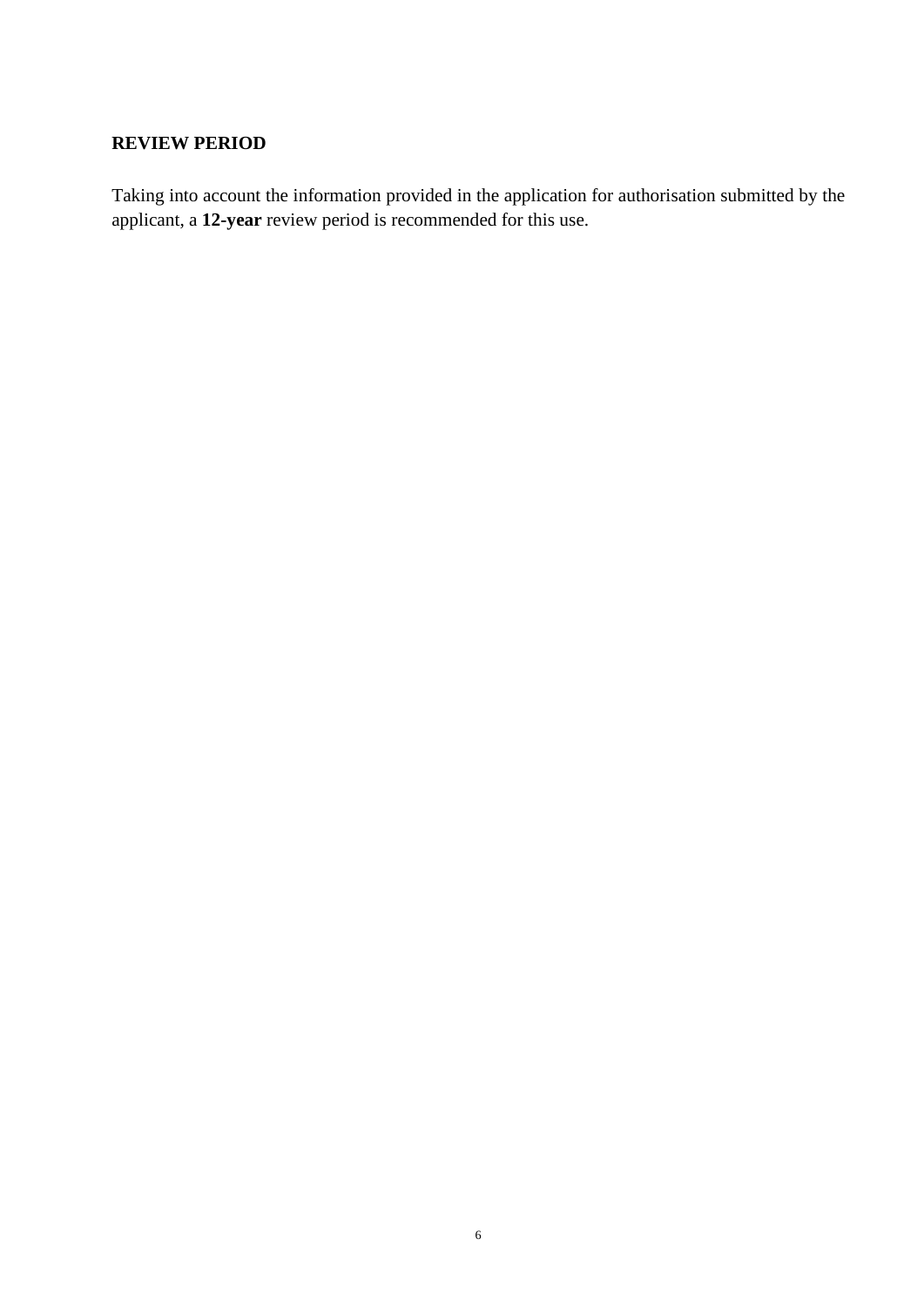**REVIEW PERIOD**

Taking into account the information provided in the application for authorisation submitted by the applicant, a **12-year** review period is recommended for this use.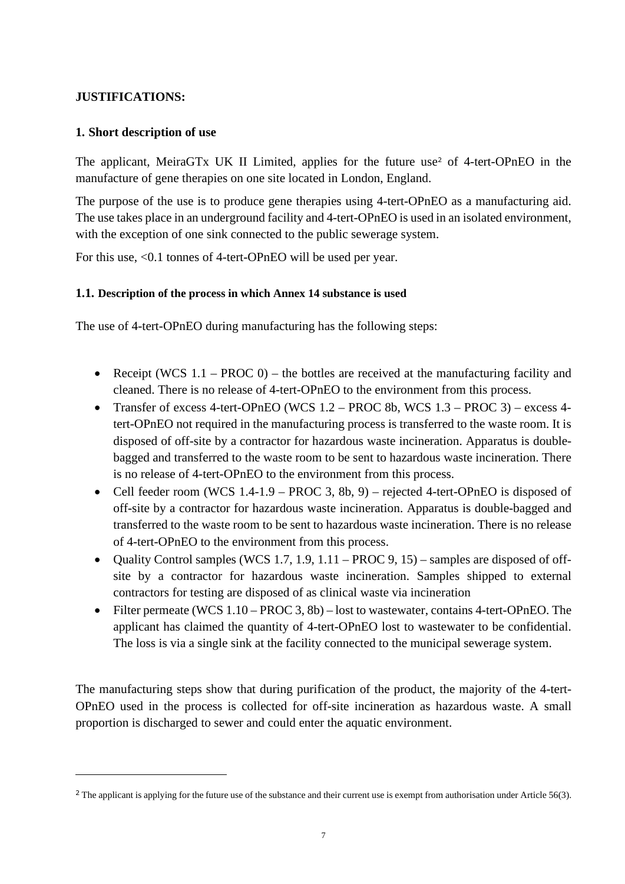**JUSTIFICATIONS:**

**1. Short description of use**

The applicant, MeiraGTx UK II Limited, applies for the future use[2] of 4-tert-OPnEO in the manufacture of gene therapies on one site located in London, England.

The purpose of the use is to produce gene therapies using 4-tert-OPnEO as a manufacturing aid. The use takes place in an underground facility and 4-tert-OPnEO is used in an isolated environment, with the exception of one sink connected to the public sewerage system.

For this use, <0.1 tonnes of 4-tert-OPnEO will be used per year.

**1.1. Description of the process in which Annex 14 substance is used**

The use of 4-tert-OPnEO during manufacturing has the following steps:

- Receipt (WCS 1.1 – PROC 0) – the bottles are received at the manufacturing facility and cleaned. There is no release of 4-tert-OPnEO to the environment from this process.
- Transfer of excess 4-tert-OPnEO (WCS 1.2 – PROC 8b, WCS 1.3 – PROC 3) – excess 4-tert-OPnEO not required in the manufacturing process is transferred to the waste room. It is disposed of off-site by a contractor for hazardous waste incineration. Apparatus is double-bagged and transferred to the waste room to be sent to hazardous waste incineration. There is no release of 4-tert-OPnEO to the environment from this process.
- Cell feeder room (WCS 1.4-1.9 – PROC 3, 8b, 9) – rejected 4-tert-OPnEO is disposed of off-site by a contractor for hazardous waste incineration. Apparatus is double-bagged and transferred to the waste room to be sent to hazardous waste incineration. There is no release of 4-tert-OPnEO to the environment from this process.
- Quality Control samples (WCS 1.7, 1.9, 1.11 – PROC 9, 15) – samples are disposed of off-site by a contractor for hazardous waste incineration. Samples shipped to external contractors for testing are disposed of as clinical waste via incineration
- Filter permeate (WCS 1.10 – PROC 3, 8b) – lost to wastewater, contains 4-tert-OPnEO. The applicant has claimed the quantity of 4-tert-OPnEO lost to wastewater to be confidential. The loss is via a single sink at the facility connected to the municipal sewerage system.

The manufacturing steps show that during purification of the product, the majority of the 4-tert-OPnEO used in the process is collected for off-site incineration as hazardous waste. A small proportion is discharged to sewer and could enter the aquatic environment.

---

[2] The applicant is applying for the future use of the substance and their current use is exempt from authorisation under Article 56(3).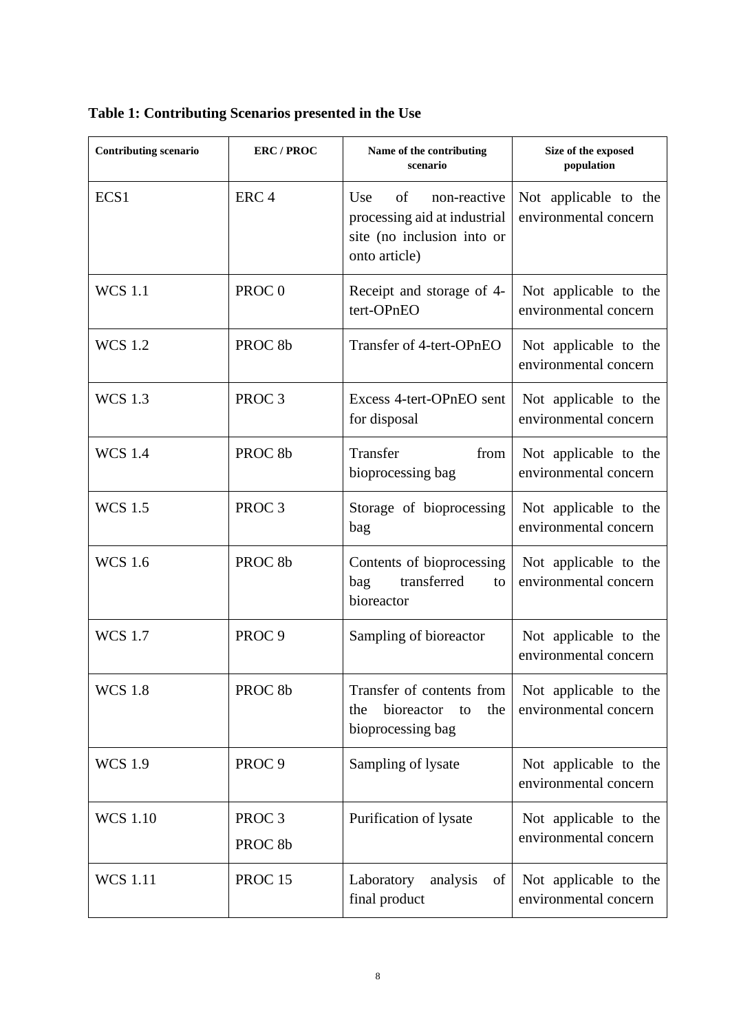**Table 1: Contributing Scenarios presented in the Use**

| Contributing scenario | ERC / PROC | Name of the contributing scenario | Size of the exposed population |
|---|---|---|---|
| ECS1 | ERC 4 | Use of non-reactive processing aid at industrial site (no inclusion into or onto article) | Not applicable to the environmental concern |
| WCS 1.1 | PROC 0 | Receipt and storage of 4-tert-OPnEO | Not applicable to the environmental concern |
| WCS 1.2 | PROC 8b | Transfer of 4-tert-OPnEO | Not applicable to the environmental concern |
| WCS 1.3 | PROC 3 | Excess 4-tert-OPnEO sent for disposal | Not applicable to the environmental concern |
| WCS 1.4 | PROC 8b | Transfer from bioprocessing bag | Not applicable to the environmental concern |
| WCS 1.5 | PROC 3 | Storage of bioprocessing bag | Not applicable to the environmental concern |
| WCS 1.6 | PROC 8b | Contents of bioprocessing bag transferred to bioreactor | Not applicable to the environmental concern |
| WCS 1.7 | PROC 9 | Sampling of bioreactor | Not applicable to the environmental concern |
| WCS 1.8 | PROC 8b | Transfer of contents from the bioreactor to the bioprocessing bag | Not applicable to the environmental concern |
| WCS 1.9 | PROC 9 | Sampling of lysate | Not applicable to the environmental concern |
| WCS 1.10 | PROC 3<br>PROC 8b | Purification of lysate | Not applicable to the environmental concern |
| WCS 1.11 | PROC 15 | Laboratory analysis of final product | Not applicable to the environmental concern |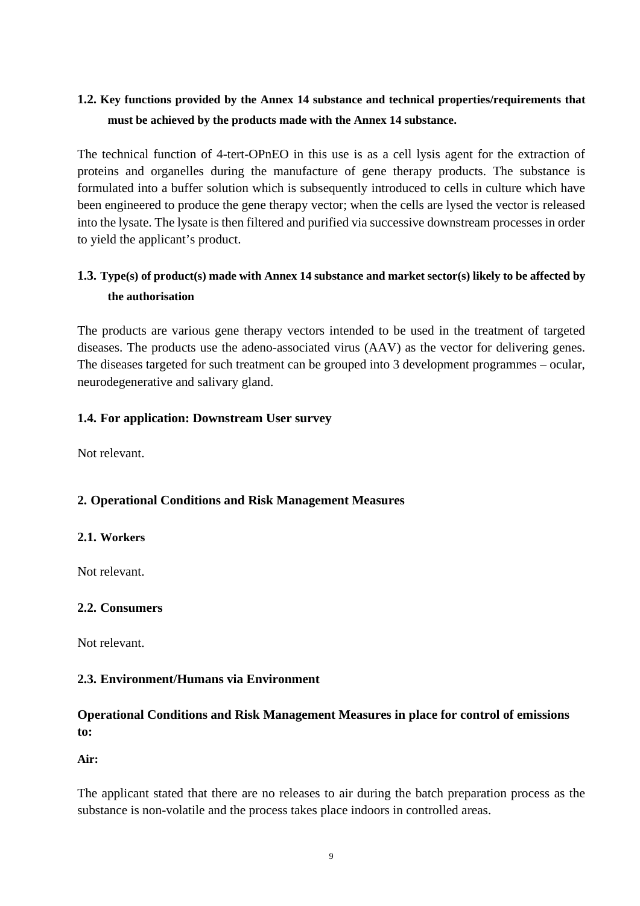## 1.2. Key functions provided by the Annex 14 substance and technical properties/requirements that must be achieved by the products made with the Annex 14 substance.

The technical function of 4-tert-OPnEO in this use is as a cell lysis agent for the extraction of proteins and organelles during the manufacture of gene therapy products. The substance is formulated into a buffer solution which is subsequently introduced to cells in culture which have been engineered to produce the gene therapy vector; when the cells are lysed the vector is released into the lysate. The lysate is then filtered and purified via successive downstream processes in order to yield the applicant's product.

## 1.3. Type(s) of product(s) made with Annex 14 substance and market sector(s) likely to be affected by the authorisation

The products are various gene therapy vectors intended to be used in the treatment of targeted diseases. The products use the adeno-associated virus (AAV) as the vector for delivering genes. The diseases targeted for such treatment can be grouped into 3 development programmes – ocular, neurodegenerative and salivary gland.

## 1.4. For application: Downstream User survey

Not relevant.

# 2. Operational Conditions and Risk Management Measures

## 2.1. Workers

Not relevant.

## 2.2. Consumers

Not relevant.

## 2.3. Environment/Humans via Environment

### Operational Conditions and Risk Management Measures in place for control of emissions to:

**Air:**

The applicant stated that there are no releases to air during the batch preparation process as the substance is non-volatile and the process takes place indoors in controlled areas.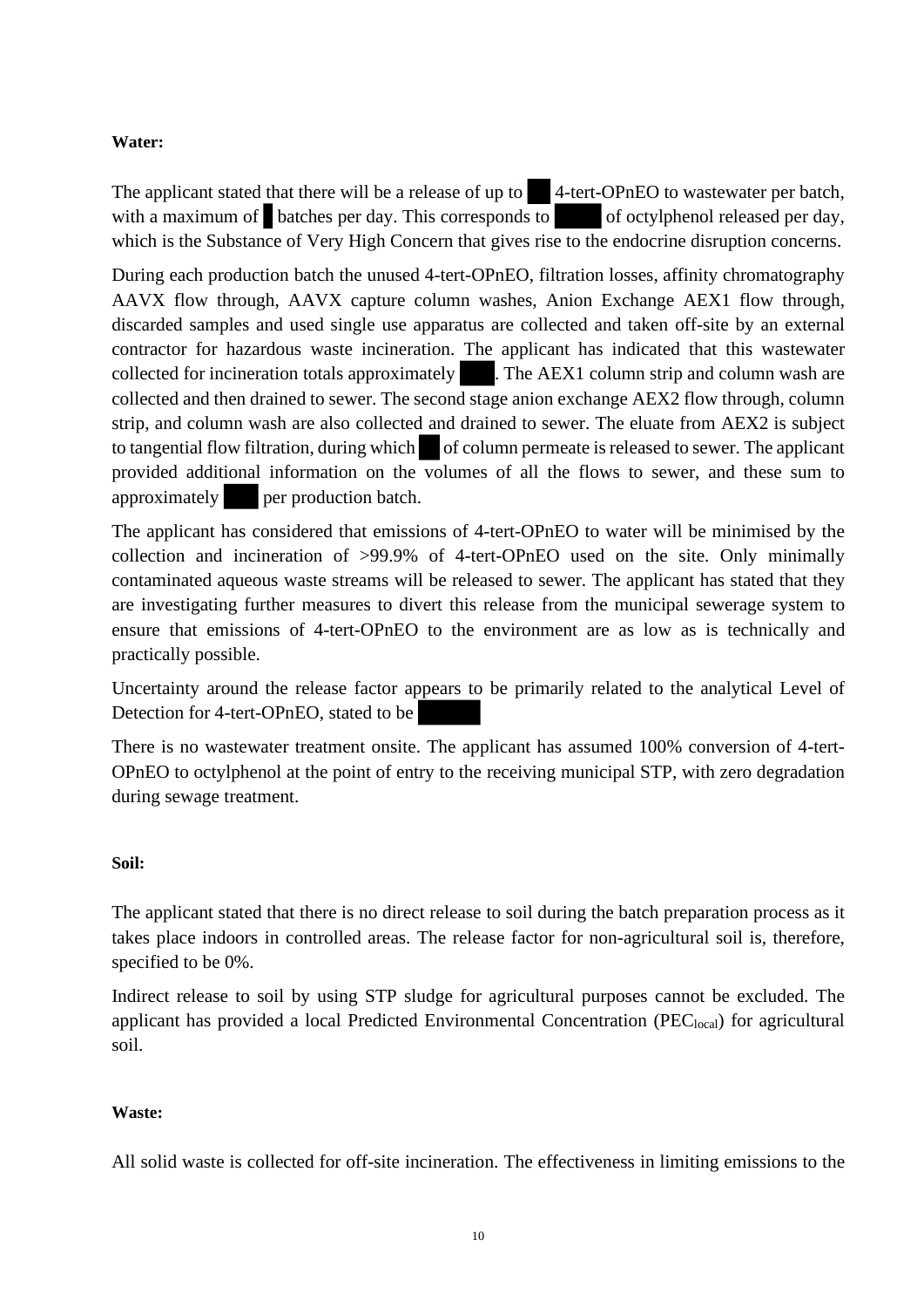**Water:**

The applicant stated that there will be a release of up to ███ 4-tert-OPnEO to wastewater per batch, with a maximum of █ batches per day. This corresponds to ████ of octylphenol released per day, which is the Substance of Very High Concern that gives rise to the endocrine disruption concerns.

During each production batch the unused 4-tert-OPnEO, filtration losses, affinity chromatography AAVX flow through, AAVX capture column washes, Anion Exchange AEX1 flow through, discarded samples and used single use apparatus are collected and taken off-site by an external contractor for hazardous waste incineration. The applicant has indicated that this wastewater collected for incineration totals approximately ███. The AEX1 column strip and column wash are collected and then drained to sewer. The second stage anion exchange AEX2 flow through, column strip, and column wash are also collected and drained to sewer. The eluate from AEX2 is subject to tangential flow filtration, during which ██ of column permeate is released to sewer. The applicant provided additional information on the volumes of all the flows to sewer, and these sum to approximately ███ per production batch.

The applicant has considered that emissions of 4-tert-OPnEO to water will be minimised by the collection and incineration of >99.9% of 4-tert-OPnEO used on the site. Only minimally contaminated aqueous waste streams will be released to sewer. The applicant has stated that they are investigating further measures to divert this release from the municipal sewerage system to ensure that emissions of 4-tert-OPnEO to the environment are as low as is technically and practically possible.

Uncertainty around the release factor appears to be primarily related to the analytical Level of Detection for 4-tert-OPnEO, stated to be █████

There is no wastewater treatment onsite. The applicant has assumed 100% conversion of 4-tert-OPnEO to octylphenol at the point of entry to the receiving municipal STP, with zero degradation during sewage treatment.

**Soil:**

The applicant stated that there is no direct release to soil during the batch preparation process as it takes place indoors in controlled areas. The release factor for non-agricultural soil is, therefore, specified to be 0%.

Indirect release to soil by using STP sludge for agricultural purposes cannot be excluded. The applicant has provided a local Predicted Environmental Concentration ($PEC_{local}$) for agricultural soil.

**Waste:**

All solid waste is collected for off-site incineration. The effectiveness in limiting emissions to the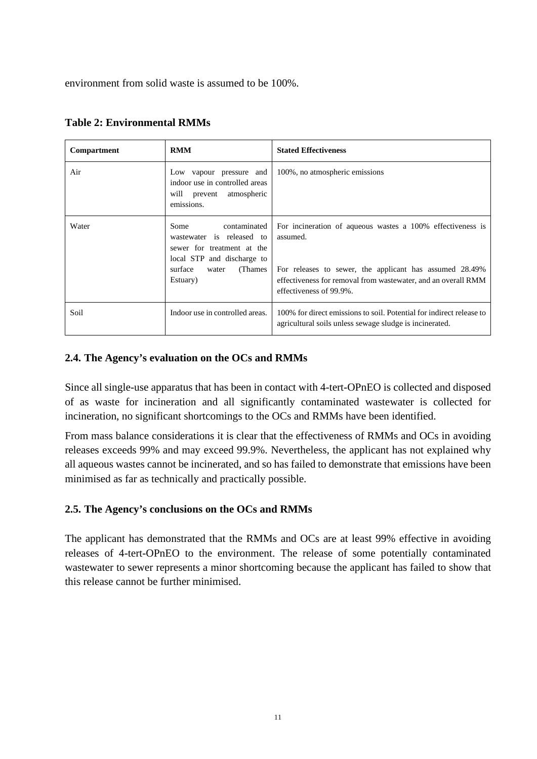environment from solid waste is assumed to be 100%.

**Table 2: Environmental RMMs**

| Compartment | RMM | Stated Effectiveness |
|---|---|---|
| Air | Low vapour pressure and indoor use in controlled areas will prevent atmospheric emissions. | 100%, no atmospheric emissions |
| Water | Some contaminated wastewater is released to sewer for treatment at the local STP and discharge to surface water (Thames Estuary) | For incineration of aqueous wastes a 100% effectiveness is assumed.<br><br>For releases to sewer, the applicant has assumed 28.49% effectiveness for removal from wastewater, and an overall RMM effectiveness of 99.9%. |
| Soil | Indoor use in controlled areas. | 100% for direct emissions to soil. Potential for indirect release to agricultural soils unless sewage sludge is incinerated. |

## 2.4. The Agency's evaluation on the OCs and RMMs

Since all single-use apparatus that has been in contact with 4-tert-OPnEO is collected and disposed of as waste for incineration and all significantly contaminated wastewater is collected for incineration, no significant shortcomings to the OCs and RMMs have been identified.

From mass balance considerations it is clear that the effectiveness of RMMs and OCs in avoiding releases exceeds 99% and may exceed 99.9%. Nevertheless, the applicant has not explained why all aqueous wastes cannot be incinerated, and so has failed to demonstrate that emissions have been minimised as far as technically and practically possible.

## 2.5. The Agency's conclusions on the OCs and RMMs

The applicant has demonstrated that the RMMs and OCs are at least 99% effective in avoiding releases of 4-tert-OPnEO to the environment. The release of some potentially contaminated wastewater to sewer represents a minor shortcoming because the applicant has failed to show that this release cannot be further minimised.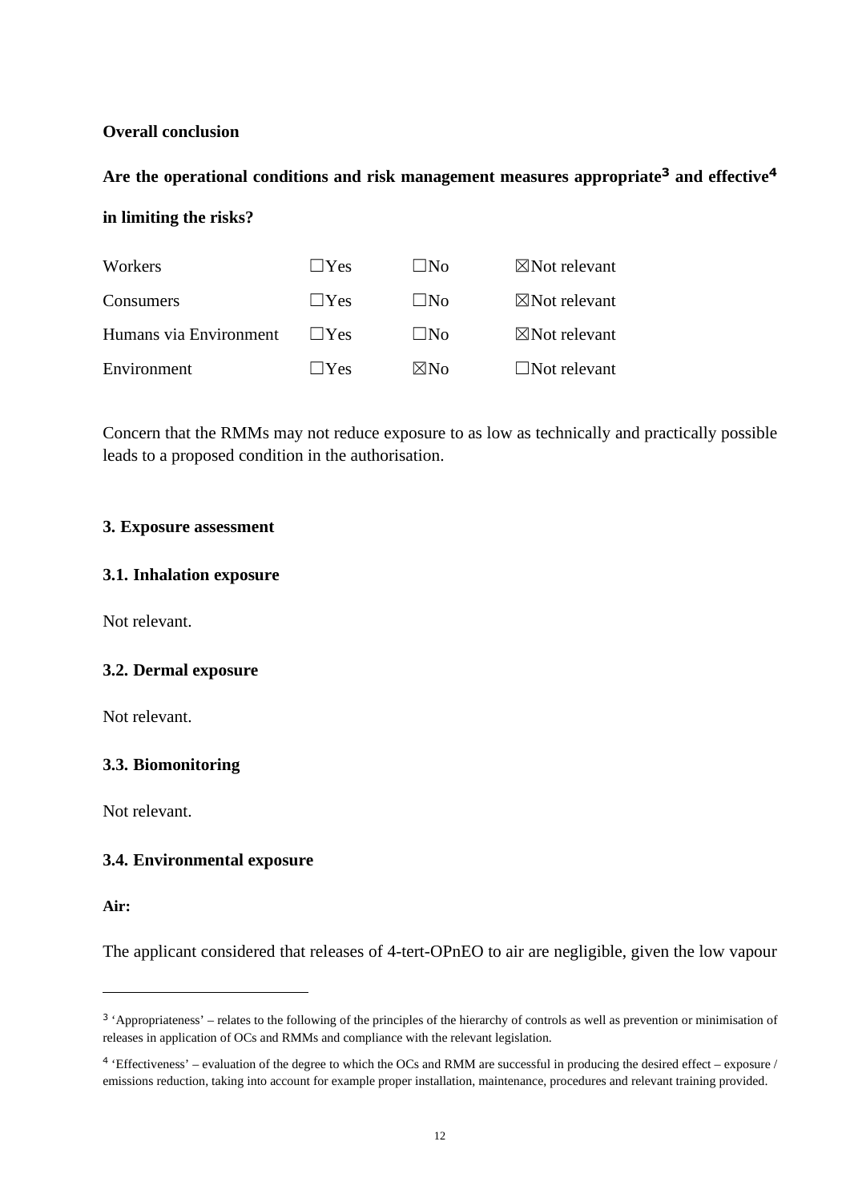**Overall conclusion**

**Are the operational conditions and risk management measures appropriate[3] and effective[4] in limiting the risks?**

| | | | |
|---|---|---|---|
| Workers | ☐Yes | ☐No | ☒Not relevant |
| Consumers | ☐Yes | ☐No | ☒Not relevant |
| Humans via Environment | ☐Yes | ☐No | ☒Not relevant |
| Environment | ☐Yes | ☒No | ☐Not relevant |

Concern that the RMMs may not reduce exposure to as low as technically and practically possible leads to a proposed condition in the authorisation.

**3. Exposure assessment**

**3.1. Inhalation exposure**

Not relevant.

**3.2. Dermal exposure**

Not relevant.

**3.3. Biomonitoring**

Not relevant.

**3.4. Environmental exposure**

**Air:**

The applicant considered that releases of 4-tert-OPnEO to air are negligible, given the low vapour

---

[3] 'Appropriateness' – relates to the following of the principles of the hierarchy of controls as well as prevention or minimisation of releases in application of OCs and RMMs and compliance with the relevant legislation.

[4] 'Effectiveness' – evaluation of the degree to which the OCs and RMM are successful in producing the desired effect – exposure / emissions reduction, taking into account for example proper installation, maintenance, procedures and relevant training provided.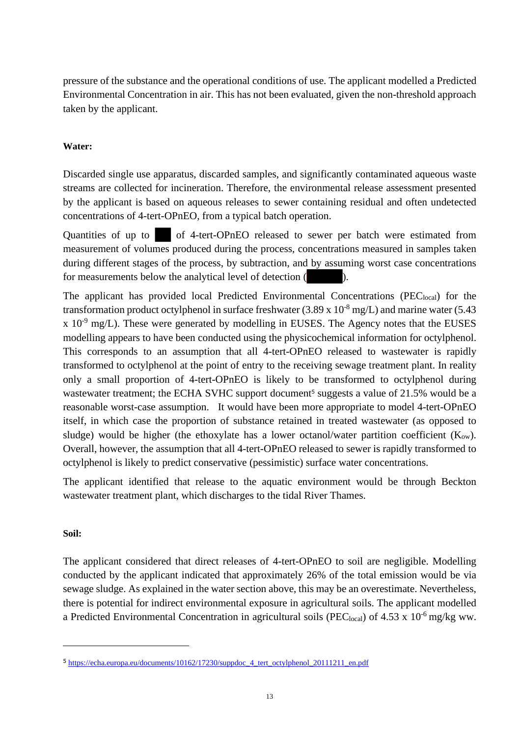pressure of the substance and the operational conditions of use. The applicant modelled a Predicted Environmental Concentration in air. This has not been evaluated, given the non-threshold approach taken by the applicant.

**Water:**

Discarded single use apparatus, discarded samples, and significantly contaminated aqueous waste streams are collected for incineration. Therefore, the environmental release assessment presented by the applicant is based on aqueous releases to sewer containing residual and often undetected concentrations of 4-tert-OPnEO, from a typical batch operation.

Quantities of up to ██ of 4-tert-OPnEO released to sewer per batch were estimated from measurement of volumes produced during the process, concentrations measured in samples taken during different stages of the process, by subtraction, and by assuming worst case concentrations for measurements below the analytical level of detection (████).

The applicant has provided local Predicted Environmental Concentrations ($PEC_{local}$) for the transformation product octylphenol in surface freshwater ($3.89 \times 10^{-8}$ mg/L) and marine water ($5.43 \times 10^{-9}$ mg/L). These were generated by modelling in EUSES. The Agency notes that the EUSES modelling appears to have been conducted using the physicochemical information for octylphenol. This corresponds to an assumption that all 4-tert-OPnEO released to wastewater is rapidly transformed to octylphenol at the point of entry to the receiving sewage treatment plant. In reality only a small proportion of 4-tert-OPnEO is likely to be transformed to octylphenol during wastewater treatment; the ECHA SVHC support document[5] suggests a value of 21.5% would be a reasonable worst-case assumption. It would have been more appropriate to model 4-tert-OPnEO itself, in which case the proportion of substance retained in treated wastewater (as opposed to sludge) would be higher (the ethoxylate has a lower octanol/water partition coefficient ($K_{ow}$). Overall, however, the assumption that all 4-tert-OPnEO released to sewer is rapidly transformed to octylphenol is likely to predict conservative (pessimistic) surface water concentrations.

The applicant identified that release to the aquatic environment would be through Beckton wastewater treatment plant, which discharges to the tidal River Thames.

**Soil:**

The applicant considered that direct releases of 4-tert-OPnEO to soil are negligible. Modelling conducted by the applicant indicated that approximately 26% of the total emission would be via sewage sludge. As explained in the water section above, this may be an overestimate. Nevertheless, there is potential for indirect environmental exposure in agricultural soils. The applicant modelled a Predicted Environmental Concentration in agricultural soils ($PEC_{local}$) of $4.53 \times 10^{-6}$ mg/kg ww.

---

[5] https://echa.europa.eu/documents/10162/17230/suppdoc_4_tert_octylphenol_20111211_en.pdf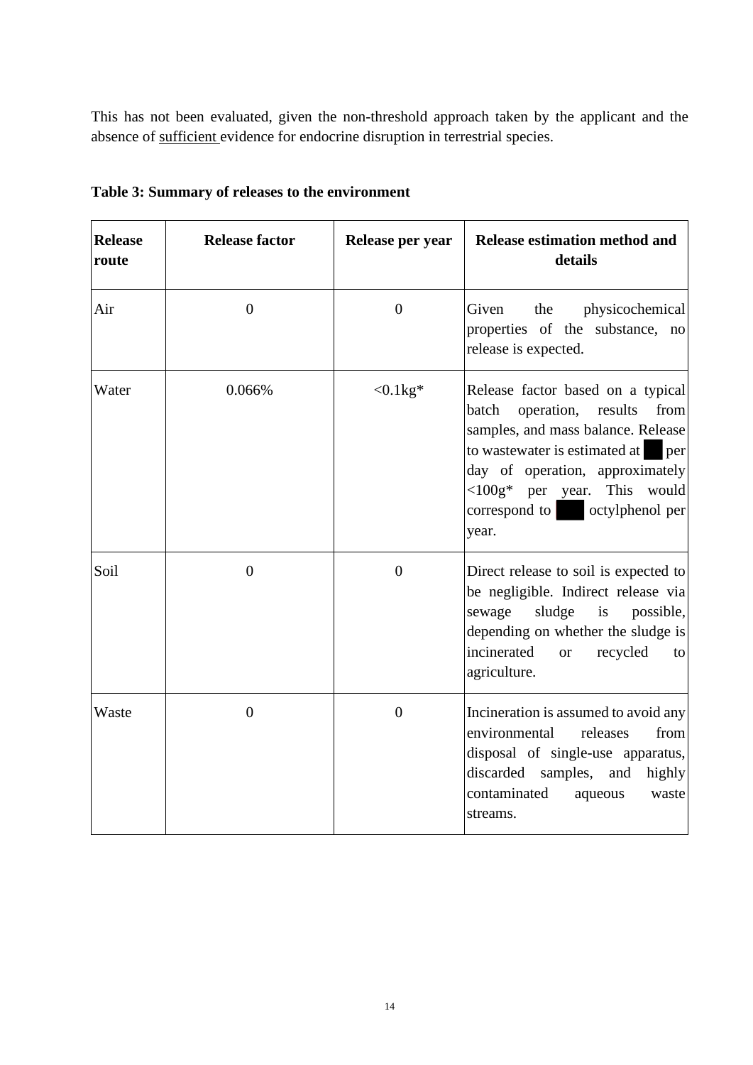This has not been evaluated, given the non-threshold approach taken by the applicant and the absence of sufficient evidence for endocrine disruption in terrestrial species.

**Table 3: Summary of releases to the environment**

| Release route | Release factor | Release per year | Release estimation method and details |
|---|---|---|---|
| Air | 0 | 0 | Given the physicochemical properties of the substance, no release is expected. |
| Water | 0.066% | <0.1kg* | Release factor based on a typical batch operation, results from samples, and mass balance. Release to wastewater is estimated at ██ per day of operation, approximately <100g* per year. This would correspond to ███ octylphenol per year. |
| Soil | 0 | 0 | Direct release to soil is expected to be negligible. Indirect release via sewage sludge is possible, depending on whether the sludge is incinerated or recycled to agriculture. |
| Waste | 0 | 0 | Incineration is assumed to avoid any environmental releases from disposal of single-use apparatus, discarded samples, and highly contaminated aqueous waste streams. |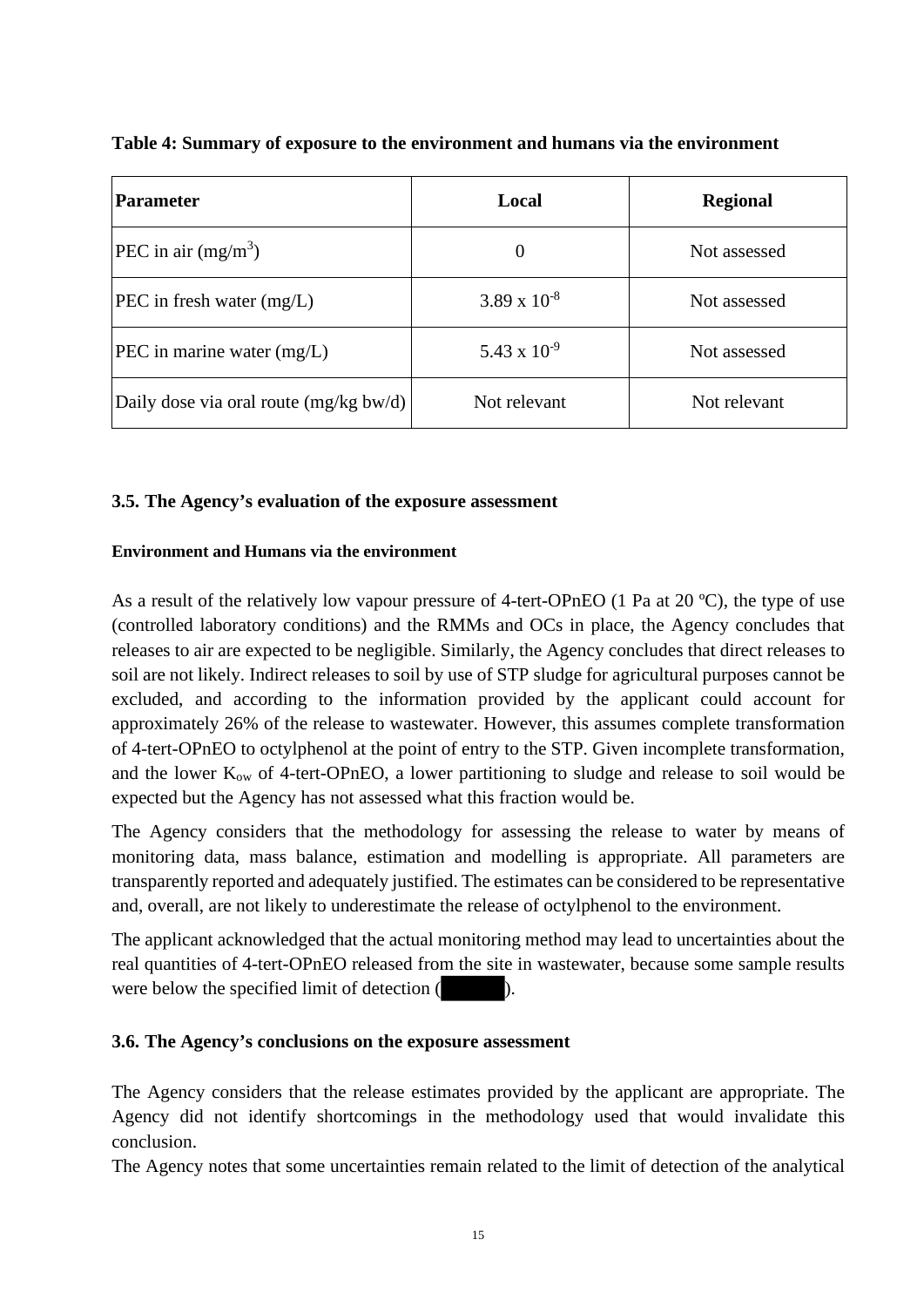**Table 4: Summary of exposure to the environment and humans via the environment**

| Parameter | Local | Regional |
|---|---|---|
| PEC in air ($mg/m^3$) | 0 | Not assessed |
| PEC in fresh water (mg/L) | $3.89 \times 10^{-8}$ | Not assessed |
| PEC in marine water (mg/L) | $5.43 \times 10^{-9}$ | Not assessed |
| Daily dose via oral route (mg/kg bw/d) | Not relevant | Not relevant |

### 3.5. The Agency's evaluation of the exposure assessment

**Environment and Humans via the environment**

As a result of the relatively low vapour pressure of 4-tert-OPnEO (1 Pa at 20 ºC), the type of use (controlled laboratory conditions) and the RMMs and OCs in place, the Agency concludes that releases to air are expected to be negligible. Similarly, the Agency concludes that direct releases to soil are not likely. Indirect releases to soil by use of STP sludge for agricultural purposes cannot be excluded, and according to the information provided by the applicant could account for approximately 26% of the release to wastewater. However, this assumes complete transformation of 4-tert-OPnEO to octylphenol at the point of entry to the STP. Given incomplete transformation, and the lower $K_{ow}$ of 4-tert-OPnEO, a lower partitioning to sludge and release to soil would be expected but the Agency has not assessed what this fraction would be.

The Agency considers that the methodology for assessing the release to water by means of monitoring data, mass balance, estimation and modelling is appropriate. All parameters are transparently reported and adequately justified. The estimates can be considered to be representative and, overall, are not likely to underestimate the release of octylphenol to the environment.

The applicant acknowledged that the actual monitoring method may lead to uncertainties about the real quantities of 4-tert-OPnEO released from the site in wastewater, because some sample results were below the specified limit of detection (████).

### 3.6. The Agency's conclusions on the exposure assessment

The Agency considers that the release estimates provided by the applicant are appropriate. The Agency did not identify shortcomings in the methodology used that would invalidate this conclusion.

The Agency notes that some uncertainties remain related to the limit of detection of the analytical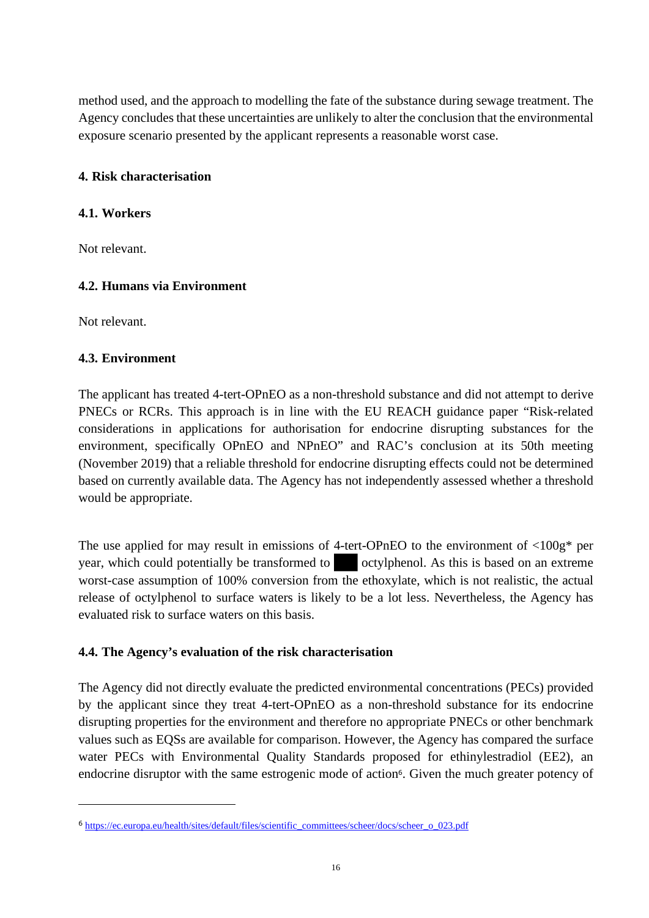method used, and the approach to modelling the fate of the substance during sewage treatment. The Agency concludes that these uncertainties are unlikely to alter the conclusion that the environmental exposure scenario presented by the applicant represents a reasonable worst case.

## 4. Risk characterisation

### 4.1. Workers

Not relevant.

### 4.2. Humans via Environment

Not relevant.

### 4.3. Environment

The applicant has treated 4-tert-OPnEO as a non-threshold substance and did not attempt to derive PNECs or RCRs. This approach is in line with the EU REACH guidance paper "Risk-related considerations in applications for authorisation for endocrine disrupting substances for the environment, specifically OPnEO and NPnEO" and RAC's conclusion at its 50th meeting (November 2019) that a reliable threshold for endocrine disrupting effects could not be determined based on currently available data. The Agency has not independently assessed whether a threshold would be appropriate.

The use applied for may result in emissions of 4-tert-OPnEO to the environment of <100g* per year, which could potentially be transformed to ███ octylphenol. As this is based on an extreme worst-case assumption of 100% conversion from the ethoxylate, which is not realistic, the actual release of octylphenol to surface waters is likely to be a lot less. Nevertheless, the Agency has evaluated risk to surface waters on this basis.

### 4.4. The Agency's evaluation of the risk characterisation

The Agency did not directly evaluate the predicted environmental concentrations (PECs) provided by the applicant since they treat 4-tert-OPnEO as a non-threshold substance for its endocrine disrupting properties for the environment and therefore no appropriate PNECs or other benchmark values such as EQSs are available for comparison. However, the Agency has compared the surface water PECs with Environmental Quality Standards proposed for ethinylestradiol (EE2), an endocrine disruptor with the same estrogenic mode of action[6]. Given the much greater potency of

---

[6] https://ec.europa.eu/health/sites/default/files/scientific_committees/scheer/docs/scheer_o_023.pdf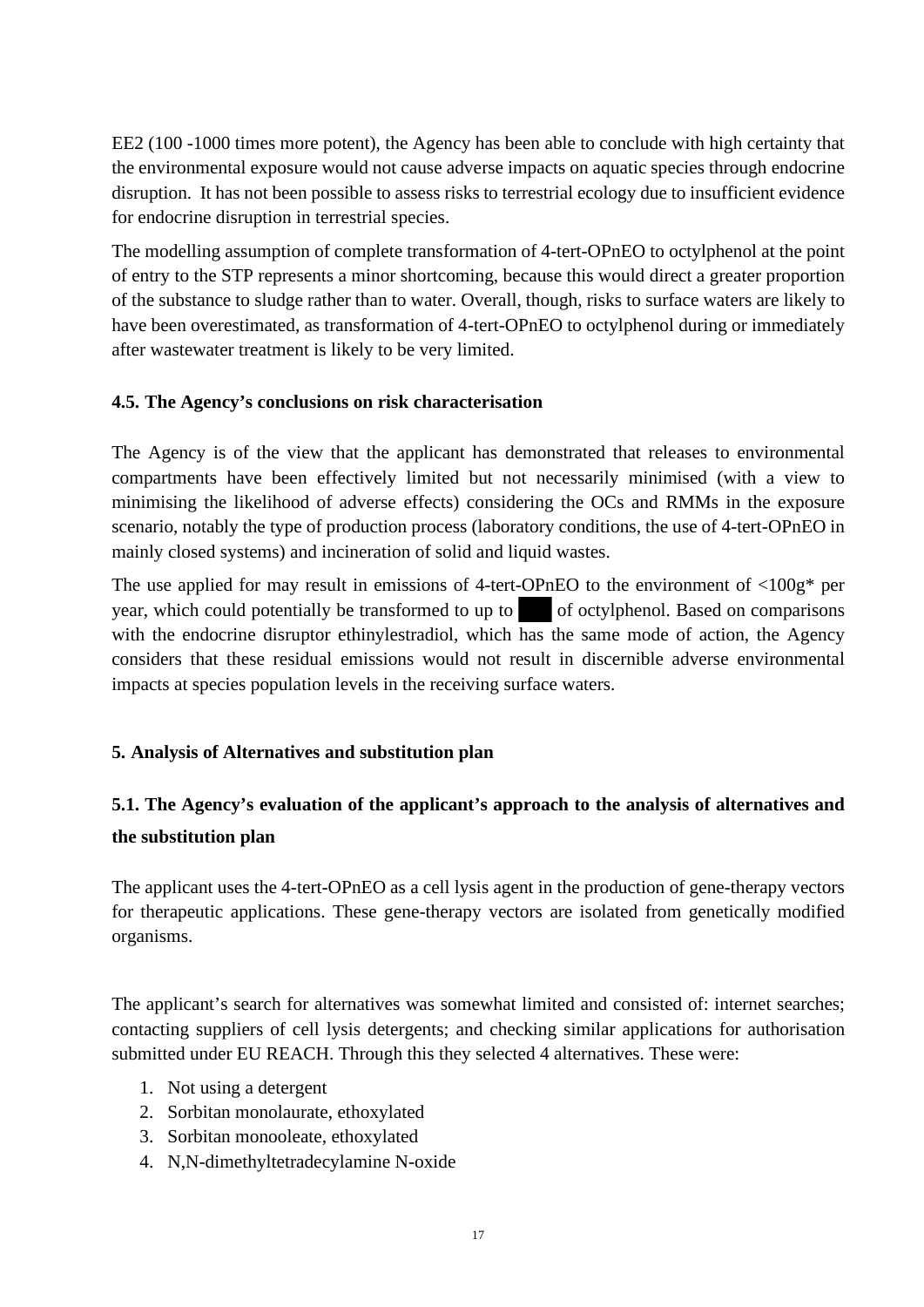EE2 (100 -1000 times more potent), the Agency has been able to conclude with high certainty that the environmental exposure would not cause adverse impacts on aquatic species through endocrine disruption. It has not been possible to assess risks to terrestrial ecology due to insufficient evidence for endocrine disruption in terrestrial species.

The modelling assumption of complete transformation of 4-tert-OPnEO to octylphenol at the point of entry to the STP represents a minor shortcoming, because this would direct a greater proportion of the substance to sludge rather than to water. Overall, though, risks to surface waters are likely to have been overestimated, as transformation of 4-tert-OPnEO to octylphenol during or immediately after wastewater treatment is likely to be very limited.

### 4.5. The Agency's conclusions on risk characterisation

The Agency is of the view that the applicant has demonstrated that releases to environmental compartments have been effectively limited but not necessarily minimised (with a view to minimising the likelihood of adverse effects) considering the OCs and RMMs in the exposure scenario, notably the type of production process (laboratory conditions, the use of 4-tert-OPnEO in mainly closed systems) and incineration of solid and liquid wastes.

The use applied for may result in emissions of 4-tert-OPnEO to the environment of <100g* per year, which could potentially be transformed to up to ███ of octylphenol. Based on comparisons with the endocrine disruptor ethinylestradiol, which has the same mode of action, the Agency considers that these residual emissions would not result in discernible adverse environmental impacts at species population levels in the receiving surface waters.

## 5. Analysis of Alternatives and substitution plan

### 5.1. The Agency's evaluation of the applicant's approach to the analysis of alternatives and the substitution plan

The applicant uses the 4-tert-OPnEO as a cell lysis agent in the production of gene-therapy vectors for therapeutic applications. These gene-therapy vectors are isolated from genetically modified organisms.

The applicant's search for alternatives was somewhat limited and consisted of: internet searches; contacting suppliers of cell lysis detergents; and checking similar applications for authorisation submitted under EU REACH. Through this they selected 4 alternatives. These were:

1. Not using a detergent
2. Sorbitan monolaurate, ethoxylated
3. Sorbitan monooleate, ethoxylated
4. N,N-dimethyltetradecylamine N-oxide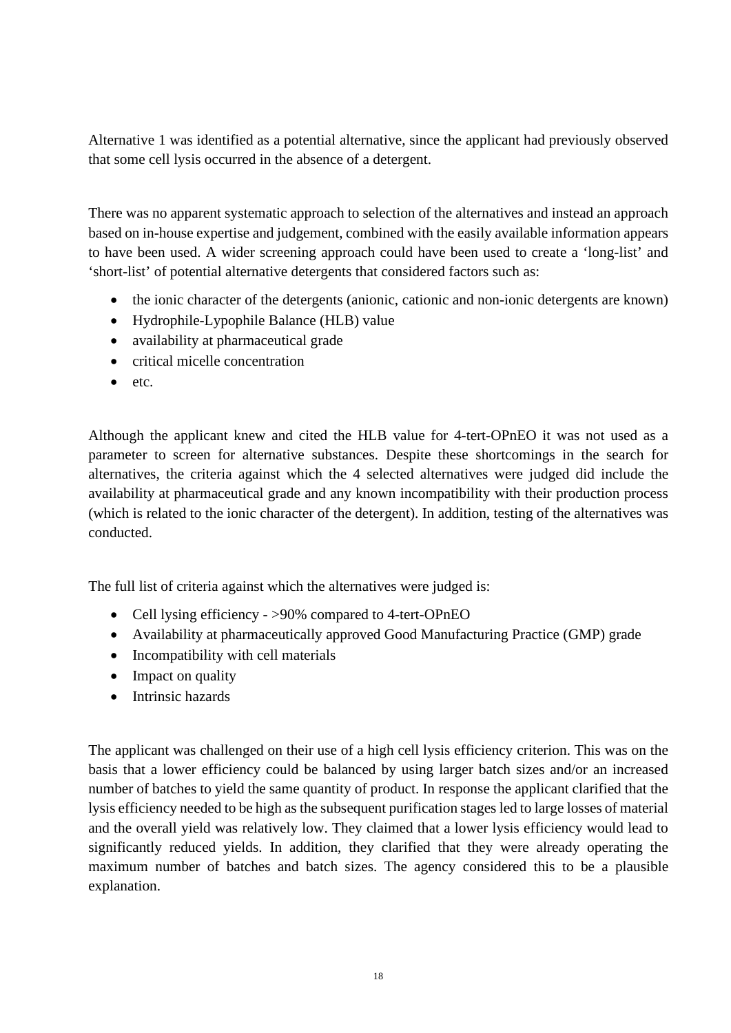Alternative 1 was identified as a potential alternative, since the applicant had previously observed that some cell lysis occurred in the absence of a detergent.

There was no apparent systematic approach to selection of the alternatives and instead an approach based on in-house expertise and judgement, combined with the easily available information appears to have been used. A wider screening approach could have been used to create a 'long-list' and 'short-list' of potential alternative detergents that considered factors such as:

- the ionic character of the detergents (anionic, cationic and non-ionic detergents are known)
- Hydrophile-Lypophile Balance (HLB) value
- availability at pharmaceutical grade
- critical micelle concentration
- etc.

Although the applicant knew and cited the HLB value for 4-tert-OPnEO it was not used as a parameter to screen for alternative substances. Despite these shortcomings in the search for alternatives, the criteria against which the 4 selected alternatives were judged did include the availability at pharmaceutical grade and any known incompatibility with their production process (which is related to the ionic character of the detergent). In addition, testing of the alternatives was conducted.

The full list of criteria against which the alternatives were judged is:

- Cell lysing efficiency - >90% compared to 4-tert-OPnEO
- Availability at pharmaceutically approved Good Manufacturing Practice (GMP) grade
- Incompatibility with cell materials
- Impact on quality
- Intrinsic hazards

The applicant was challenged on their use of a high cell lysis efficiency criterion. This was on the basis that a lower efficiency could be balanced by using larger batch sizes and/or an increased number of batches to yield the same quantity of product. In response the applicant clarified that the lysis efficiency needed to be high as the subsequent purification stages led to large losses of material and the overall yield was relatively low. They claimed that a lower lysis efficiency would lead to significantly reduced yields. In addition, they clarified that they were already operating the maximum number of batches and batch sizes. The agency considered this to be a plausible explanation.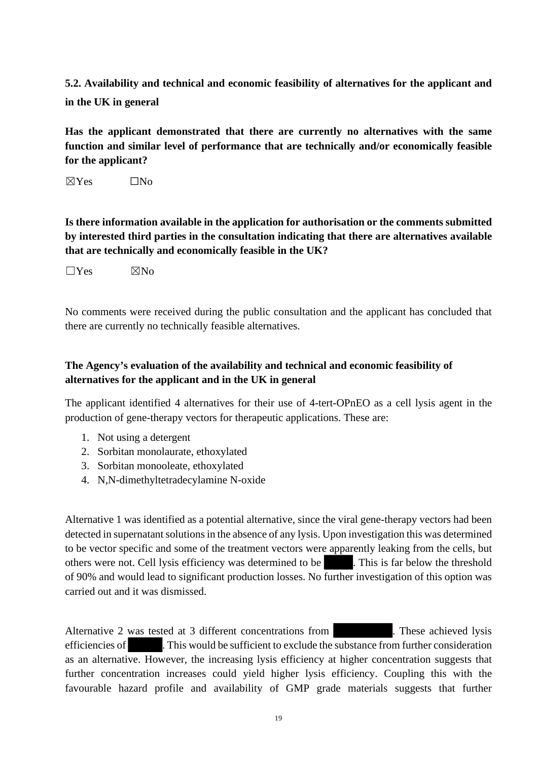**5.2. Availability and technical and economic feasibility of alternatives for the applicant and in the UK in general**

**Has the applicant demonstrated that there are currently no alternatives with the same function and similar level of performance that are technically and/or economically feasible for the applicant?**

☒Yes ☐No

**Is there information available in the application for authorisation or the comments submitted by interested third parties in the consultation indicating that there are alternatives available that are technically and economically feasible in the UK?**

☐Yes ☒No

No comments were received during the public consultation and the applicant has concluded that there are currently no technically feasible alternatives.

**The Agency's evaluation of the availability and technical and economic feasibility of alternatives for the applicant and in the UK in general**

The applicant identified 4 alternatives for their use of 4-tert-OPnEO as a cell lysis agent in the production of gene-therapy vectors for therapeutic applications. These are:

1. Not using a detergent
2. Sorbitan monolaurate, ethoxylated
3. Sorbitan monooleate, ethoxylated
4. N,N-dimethyltetradecylamine N-oxide

Alternative 1 was identified as a potential alternative, since the viral gene-therapy vectors had been detected in supernatant solutions in the absence of any lysis. Upon investigation this was determined to be vector specific and some of the treatment vectors were apparently leaking from the cells, but others were not. Cell lysis efficiency was determined to be ████. This is far below the threshold of 90% and would lead to significant production losses. No further investigation of this option was carried out and it was dismissed.

Alternative 2 was tested at 3 different concentrations from ████████. These achieved lysis efficiencies of ████. This would be sufficient to exclude the substance from further consideration as an alternative. However, the increasing lysis efficiency at higher concentration suggests that further concentration increases could yield higher lysis efficiency. Coupling this with the favourable hazard profile and availability of GMP grade materials suggests that further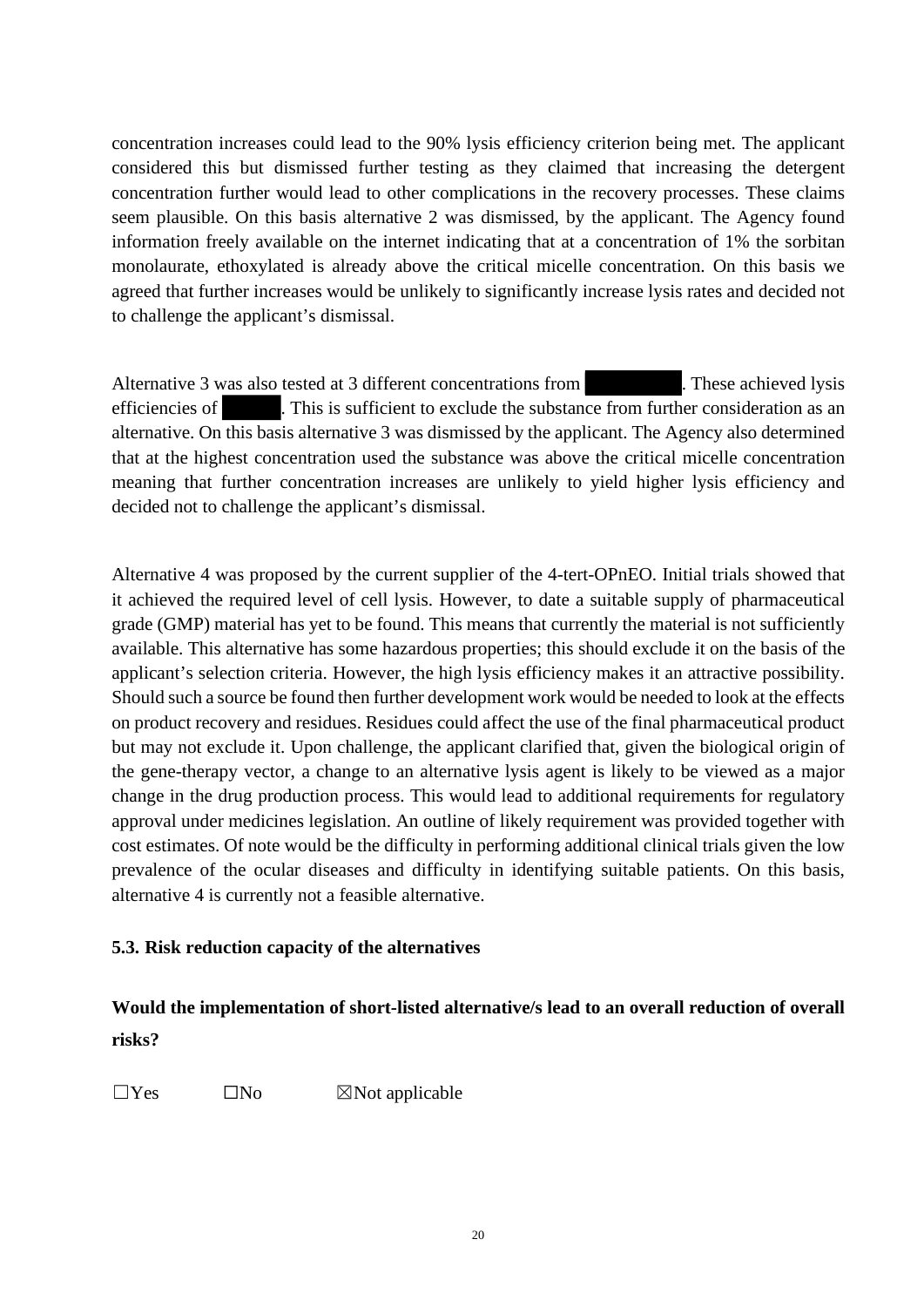concentration increases could lead to the 90% lysis efficiency criterion being met. The applicant considered this but dismissed further testing as they claimed that increasing the detergent concentration further would lead to other complications in the recovery processes. These claims seem plausible. On this basis alternative 2 was dismissed, by the applicant. The Agency found information freely available on the internet indicating that at a concentration of 1% the sorbitan monolaurate, ethoxylated is already above the critical micelle concentration. On this basis we agreed that further increases would be unlikely to significantly increase lysis rates and decided not to challenge the applicant's dismissal.

Alternative 3 was also tested at 3 different concentrations from ██████. These achieved lysis efficiencies of ████. This is sufficient to exclude the substance from further consideration as an alternative. On this basis alternative 3 was dismissed by the applicant. The Agency also determined that at the highest concentration used the substance was above the critical micelle concentration meaning that further concentration increases are unlikely to yield higher lysis efficiency and decided not to challenge the applicant's dismissal.

Alternative 4 was proposed by the current supplier of the 4-tert-OPnEO. Initial trials showed that it achieved the required level of cell lysis. However, to date a suitable supply of pharmaceutical grade (GMP) material has yet to be found. This means that currently the material is not sufficiently available. This alternative has some hazardous properties; this should exclude it on the basis of the applicant's selection criteria. However, the high lysis efficiency makes it an attractive possibility. Should such a source be found then further development work would be needed to look at the effects on product recovery and residues. Residues could affect the use of the final pharmaceutical product but may not exclude it. Upon challenge, the applicant clarified that, given the biological origin of the gene-therapy vector, a change to an alternative lysis agent is likely to be viewed as a major change in the drug production process. This would lead to additional requirements for regulatory approval under medicines legislation. An outline of likely requirement was provided together with cost estimates. Of note would be the difficulty in performing additional clinical trials given the low prevalence of the ocular diseases and difficulty in identifying suitable patients. On this basis, alternative 4 is currently not a feasible alternative.

### 5.3. Risk reduction capacity of the alternatives

**Would the implementation of short-listed alternative/s lead to an overall reduction of overall risks?**

☐Yes ☐No ☒Not applicable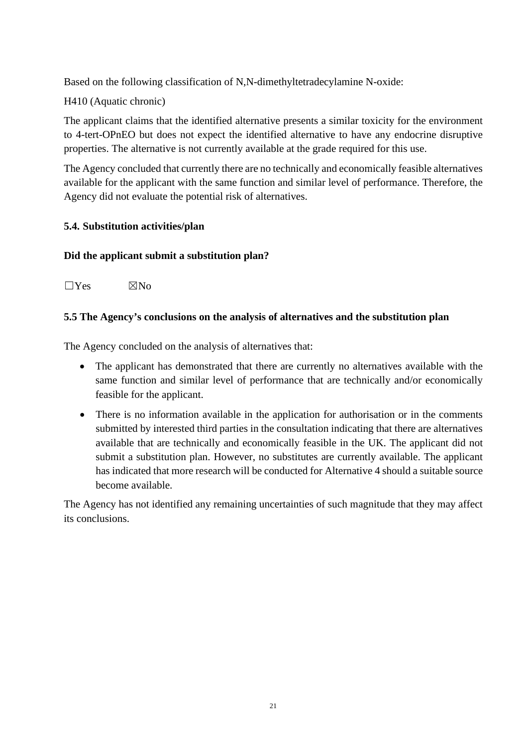Based on the following classification of N,N-dimethyltetradecylamine N-oxide:

H410 (Aquatic chronic)

The applicant claims that the identified alternative presents a similar toxicity for the environment to 4-tert-OPnEO but does not expect the identified alternative to have any endocrine disruptive properties. The alternative is not currently available at the grade required for this use.

The Agency concluded that currently there are no technically and economically feasible alternatives available for the applicant with the same function and similar level of performance. Therefore, the Agency did not evaluate the potential risk of alternatives.

### 5.4. Substitution activities/plan

**Did the applicant submit a substitution plan?**

☐Yes ☒No

### 5.5 The Agency's conclusions on the analysis of alternatives and the substitution plan

The Agency concluded on the analysis of alternatives that:

- The applicant has demonstrated that there are currently no alternatives available with the same function and similar level of performance that are technically and/or economically feasible for the applicant.
- There is no information available in the application for authorisation or in the comments submitted by interested third parties in the consultation indicating that there are alternatives available that are technically and economically feasible in the UK. The applicant did not submit a substitution plan. However, no substitutes are currently available. The applicant has indicated that more research will be conducted for Alternative 4 should a suitable source become available.

The Agency has not identified any remaining uncertainties of such magnitude that they may affect its conclusions.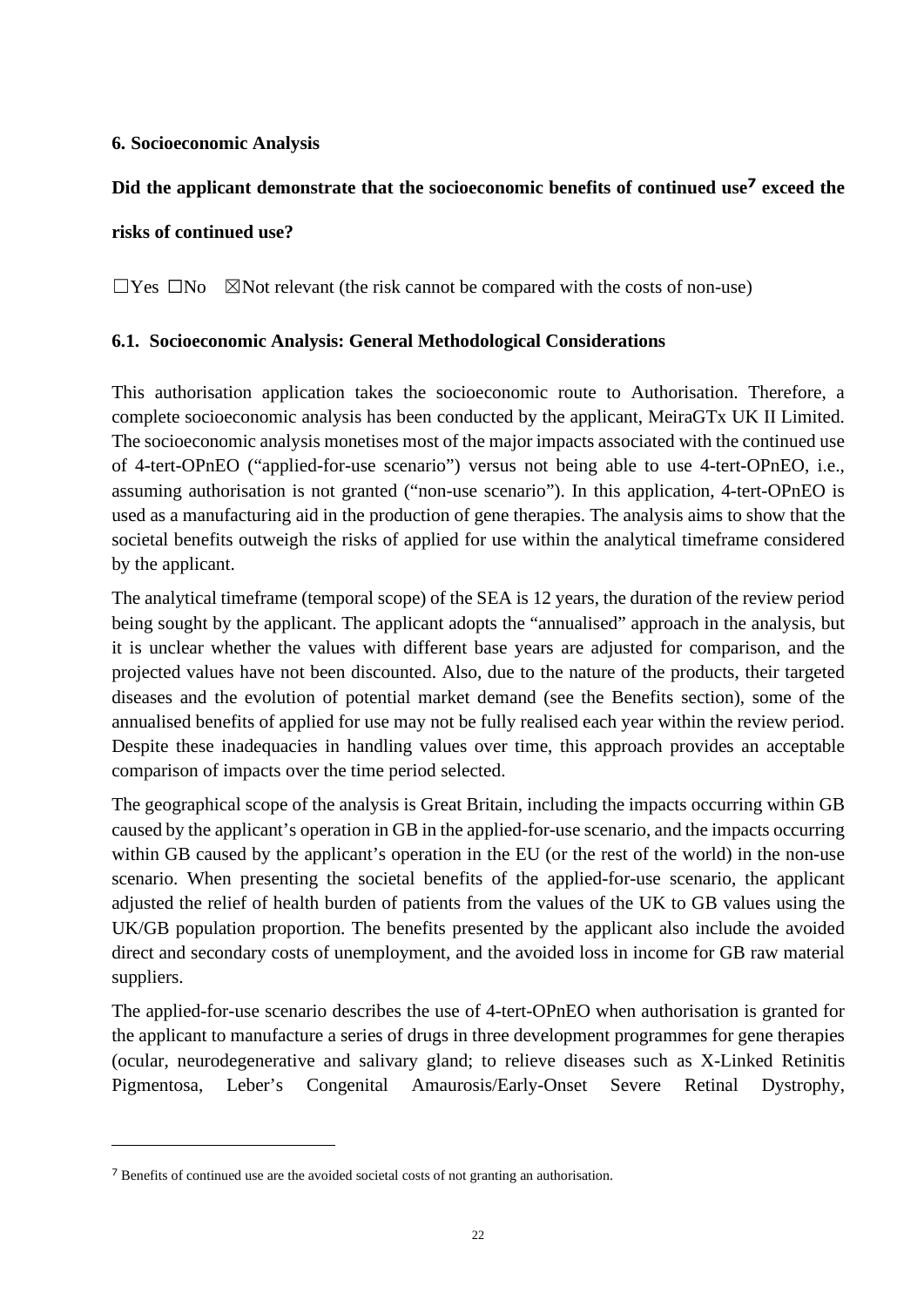**6. Socioeconomic Analysis**

**Did the applicant demonstrate that the socioeconomic benefits of continued use[7] exceed the risks of continued use?**

☐Yes ☐No ☒Not relevant (the risk cannot be compared with the costs of non-use)

**6.1. Socioeconomic Analysis: General Methodological Considerations**

This authorisation application takes the socioeconomic route to Authorisation. Therefore, a complete socioeconomic analysis has been conducted by the applicant, MeiraGTx UK II Limited. The socioeconomic analysis monetises most of the major impacts associated with the continued use of 4-tert-OPnEO ("applied-for-use scenario") versus not being able to use 4-tert-OPnEO, i.e., assuming authorisation is not granted ("non-use scenario"). In this application, 4-tert-OPnEO is used as a manufacturing aid in the production of gene therapies. The analysis aims to show that the societal benefits outweigh the risks of applied for use within the analytical timeframe considered by the applicant.

The analytical timeframe (temporal scope) of the SEA is 12 years, the duration of the review period being sought by the applicant. The applicant adopts the "annualised" approach in the analysis, but it is unclear whether the values with different base years are adjusted for comparison, and the projected values have not been discounted. Also, due to the nature of the products, their targeted diseases and the evolution of potential market demand (see the Benefits section), some of the annualised benefits of applied for use may not be fully realised each year within the review period. Despite these inadequacies in handling values over time, this approach provides an acceptable comparison of impacts over the time period selected.

The geographical scope of the analysis is Great Britain, including the impacts occurring within GB caused by the applicant's operation in GB in the applied-for-use scenario, and the impacts occurring within GB caused by the applicant's operation in the EU (or the rest of the world) in the non-use scenario. When presenting the societal benefits of the applied-for-use scenario, the applicant adjusted the relief of health burden of patients from the values of the UK to GB values using the UK/GB population proportion. The benefits presented by the applicant also include the avoided direct and secondary costs of unemployment, and the avoided loss in income for GB raw material suppliers.

The applied-for-use scenario describes the use of 4-tert-OPnEO when authorisation is granted for the applicant to manufacture a series of drugs in three development programmes for gene therapies (ocular, neurodegenerative and salivary gland; to relieve diseases such as X-Linked Retinitis Pigmentosa, Leber's Congenital Amaurosis/Early-Onset Severe Retinal Dystrophy,

[7] Benefits of continued use are the avoided societal costs of not granting an authorisation.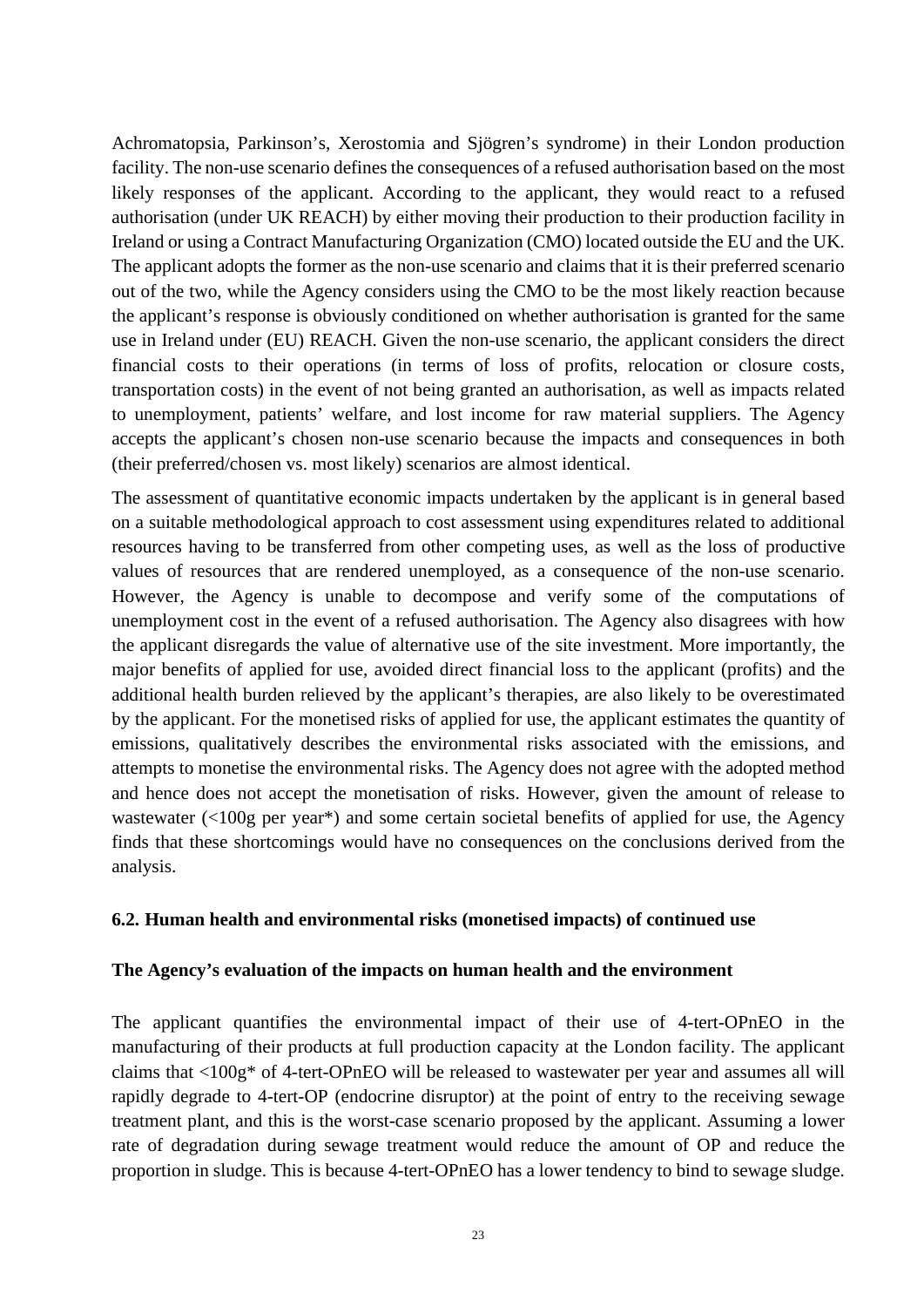Achromatopsia, Parkinson's, Xerostomia and Sjögren's syndrome) in their London production facility. The non-use scenario defines the consequences of a refused authorisation based on the most likely responses of the applicant. According to the applicant, they would react to a refused authorisation (under UK REACH) by either moving their production to their production facility in Ireland or using a Contract Manufacturing Organization (CMO) located outside the EU and the UK. The applicant adopts the former as the non-use scenario and claims that it is their preferred scenario out of the two, while the Agency considers using the CMO to be the most likely reaction because the applicant's response is obviously conditioned on whether authorisation is granted for the same use in Ireland under (EU) REACH. Given the non-use scenario, the applicant considers the direct financial costs to their operations (in terms of loss of profits, relocation or closure costs, transportation costs) in the event of not being granted an authorisation, as well as impacts related to unemployment, patients' welfare, and lost income for raw material suppliers. The Agency accepts the applicant's chosen non-use scenario because the impacts and consequences in both (their preferred/chosen vs. most likely) scenarios are almost identical.

The assessment of quantitative economic impacts undertaken by the applicant is in general based on a suitable methodological approach to cost assessment using expenditures related to additional resources having to be transferred from other competing uses, as well as the loss of productive values of resources that are rendered unemployed, as a consequence of the non-use scenario. However, the Agency is unable to decompose and verify some of the computations of unemployment cost in the event of a refused authorisation. The Agency also disagrees with how the applicant disregards the value of alternative use of the site investment. More importantly, the major benefits of applied for use, avoided direct financial loss to the applicant (profits) and the additional health burden relieved by the applicant's therapies, are also likely to be overestimated by the applicant. For the monetised risks of applied for use, the applicant estimates the quantity of emissions, qualitatively describes the environmental risks associated with the emissions, and attempts to monetise the environmental risks. The Agency does not agree with the adopted method and hence does not accept the monetisation of risks. However, given the amount of release to wastewater (<100g per year*) and some certain societal benefits of applied for use, the Agency finds that these shortcomings would have no consequences on the conclusions derived from the analysis.

### 6.2. Human health and environmental risks (monetised impacts) of continued use

**The Agency's evaluation of the impacts on human health and the environment**

The applicant quantifies the environmental impact of their use of 4-tert-OPnEO in the manufacturing of their products at full production capacity at the London facility. The applicant claims that <100g* of 4-tert-OPnEO will be released to wastewater per year and assumes all will rapidly degrade to 4-tert-OP (endocrine disruptor) at the point of entry to the receiving sewage treatment plant, and this is the worst-case scenario proposed by the applicant. Assuming a lower rate of degradation during sewage treatment would reduce the amount of OP and reduce the proportion in sludge. This is because 4-tert-OPnEO has a lower tendency to bind to sewage sludge.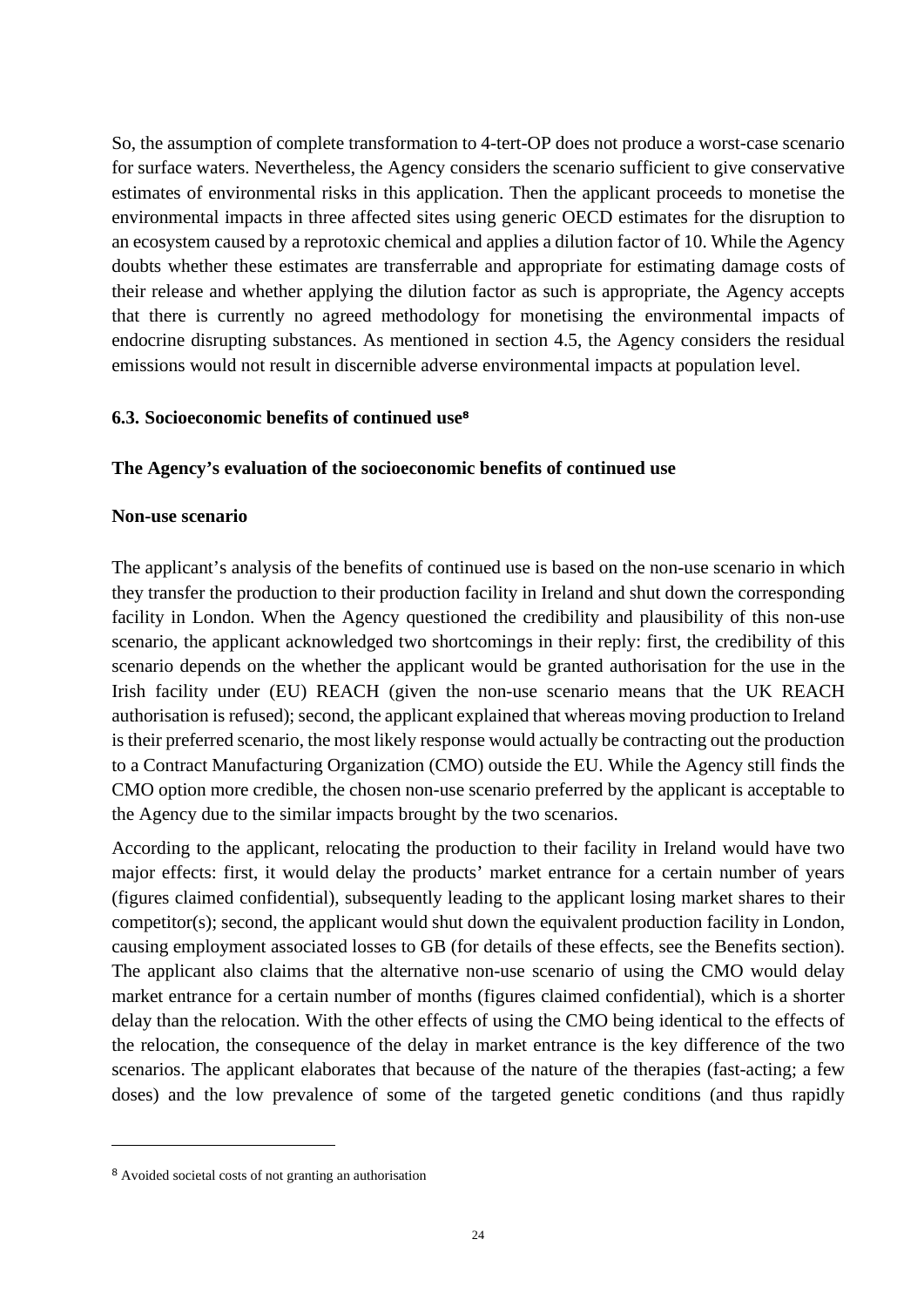So, the assumption of complete transformation to 4-tert-OP does not produce a worst-case scenario for surface waters. Nevertheless, the Agency considers the scenario sufficient to give conservative estimates of environmental risks in this application. Then the applicant proceeds to monetise the environmental impacts in three affected sites using generic OECD estimates for the disruption to an ecosystem caused by a reprotoxic chemical and applies a dilution factor of 10. While the Agency doubts whether these estimates are transferrable and appropriate for estimating damage costs of their release and whether applying the dilution factor as such is appropriate, the Agency accepts that there is currently no agreed methodology for monetising the environmental impacts of endocrine disrupting substances. As mentioned in section 4.5, the Agency considers the residual emissions would not result in discernible adverse environmental impacts at population level.

### 6.3. Socioeconomic benefits of continued use[8]

**The Agency's evaluation of the socioeconomic benefits of continued use**

**Non-use scenario**

The applicant's analysis of the benefits of continued use is based on the non-use scenario in which they transfer the production to their production facility in Ireland and shut down the corresponding facility in London. When the Agency questioned the credibility and plausibility of this non-use scenario, the applicant acknowledged two shortcomings in their reply: first, the credibility of this scenario depends on the whether the applicant would be granted authorisation for the use in the Irish facility under (EU) REACH (given the non-use scenario means that the UK REACH authorisation is refused); second, the applicant explained that whereas moving production to Ireland is their preferred scenario, the most likely response would actually be contracting out the production to a Contract Manufacturing Organization (CMO) outside the EU. While the Agency still finds the CMO option more credible, the chosen non-use scenario preferred by the applicant is acceptable to the Agency due to the similar impacts brought by the two scenarios.

According to the applicant, relocating the production to their facility in Ireland would have two major effects: first, it would delay the products' market entrance for a certain number of years (figures claimed confidential), subsequently leading to the applicant losing market shares to their competitor(s); second, the applicant would shut down the equivalent production facility in London, causing employment associated losses to GB (for details of these effects, see the Benefits section). The applicant also claims that the alternative non-use scenario of using the CMO would delay market entrance for a certain number of months (figures claimed confidential), which is a shorter delay than the relocation. With the other effects of using the CMO being identical to the effects of the relocation, the consequence of the delay in market entrance is the key difference of the two scenarios. The applicant elaborates that because of the nature of the therapies (fast-acting; a few doses) and the low prevalence of some of the targeted genetic conditions (and thus rapidly

---

[8] Avoided societal costs of not granting an authorisation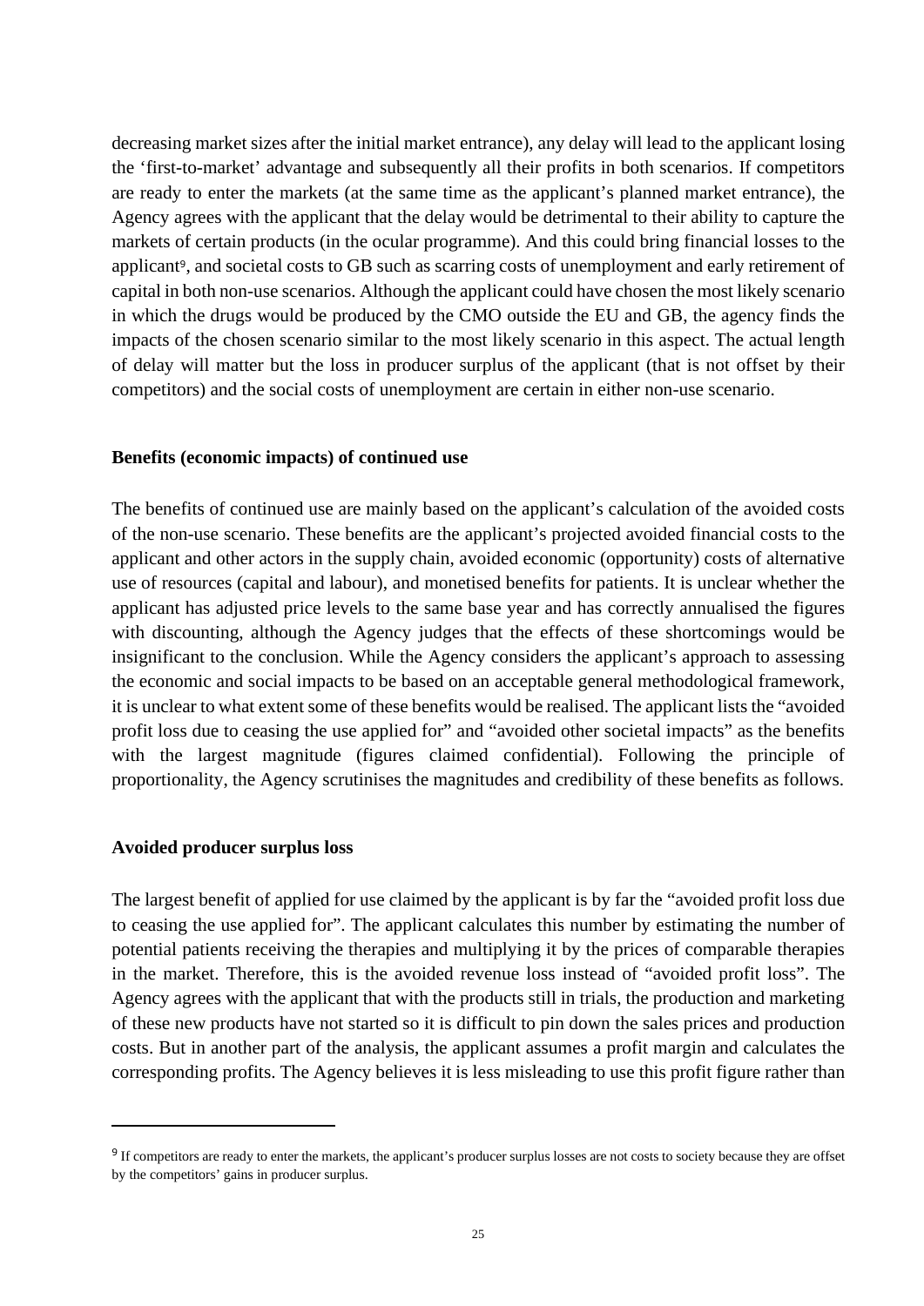decreasing market sizes after the initial market entrance), any delay will lead to the applicant losing the 'first-to-market' advantage and subsequently all their profits in both scenarios. If competitors are ready to enter the markets (at the same time as the applicant's planned market entrance), the Agency agrees with the applicant that the delay would be detrimental to their ability to capture the markets of certain products (in the ocular programme). And this could bring financial losses to the applicant[9], and societal costs to GB such as scarring costs of unemployment and early retirement of capital in both non-use scenarios. Although the applicant could have chosen the most likely scenario in which the drugs would be produced by the CMO outside the EU and GB, the agency finds the impacts of the chosen scenario similar to the most likely scenario in this aspect. The actual length of delay will matter but the loss in producer surplus of the applicant (that is not offset by their competitors) and the social costs of unemployment are certain in either non-use scenario.

**Benefits (economic impacts) of continued use**

The benefits of continued use are mainly based on the applicant's calculation of the avoided costs of the non-use scenario. These benefits are the applicant's projected avoided financial costs to the applicant and other actors in the supply chain, avoided economic (opportunity) costs of alternative use of resources (capital and labour), and monetised benefits for patients. It is unclear whether the applicant has adjusted price levels to the same base year and has correctly annualised the figures with discounting, although the Agency judges that the effects of these shortcomings would be insignificant to the conclusion. While the Agency considers the applicant's approach to assessing the economic and social impacts to be based on an acceptable general methodological framework, it is unclear to what extent some of these benefits would be realised. The applicant lists the "avoided profit loss due to ceasing the use applied for" and "avoided other societal impacts" as the benefits with the largest magnitude (figures claimed confidential). Following the principle of proportionality, the Agency scrutinises the magnitudes and credibility of these benefits as follows.

**Avoided producer surplus loss**

The largest benefit of applied for use claimed by the applicant is by far the "avoided profit loss due to ceasing the use applied for". The applicant calculates this number by estimating the number of potential patients receiving the therapies and multiplying it by the prices of comparable therapies in the market. Therefore, this is the avoided revenue loss instead of "avoided profit loss". The Agency agrees with the applicant that with the products still in trials, the production and marketing of these new products have not started so it is difficult to pin down the sales prices and production costs. But in another part of the analysis, the applicant assumes a profit margin and calculates the corresponding profits. The Agency believes it is less misleading to use this profit figure rather than

[9] If competitors are ready to enter the markets, the applicant's producer surplus losses are not costs to society because they are offset by the competitors' gains in producer surplus.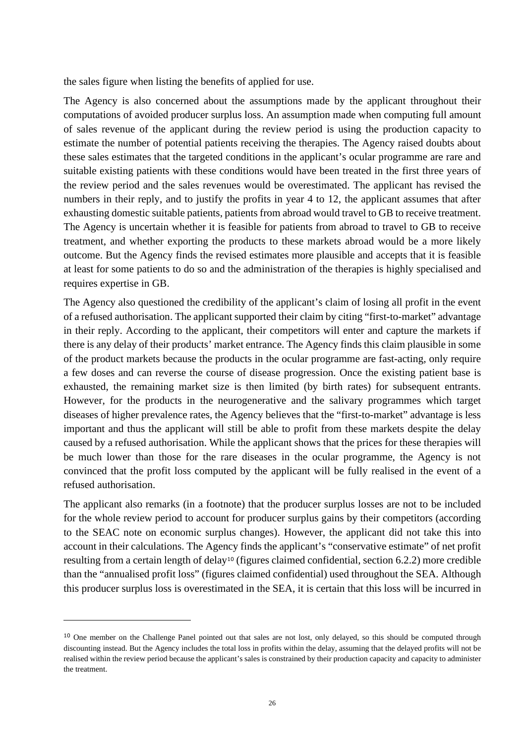the sales figure when listing the benefits of applied for use.

The Agency is also concerned about the assumptions made by the applicant throughout their computations of avoided producer surplus loss. An assumption made when computing full amount of sales revenue of the applicant during the review period is using the production capacity to estimate the number of potential patients receiving the therapies. The Agency raised doubts about these sales estimates that the targeted conditions in the applicant's ocular programme are rare and suitable existing patients with these conditions would have been treated in the first three years of the review period and the sales revenues would be overestimated. The applicant has revised the numbers in their reply, and to justify the profits in year 4 to 12, the applicant assumes that after exhausting domestic suitable patients, patients from abroad would travel to GB to receive treatment. The Agency is uncertain whether it is feasible for patients from abroad to travel to GB to receive treatment, and whether exporting the products to these markets abroad would be a more likely outcome. But the Agency finds the revised estimates more plausible and accepts that it is feasible at least for some patients to do so and the administration of the therapies is highly specialised and requires expertise in GB.

The Agency also questioned the credibility of the applicant's claim of losing all profit in the event of a refused authorisation. The applicant supported their claim by citing "first-to-market" advantage in their reply. According to the applicant, their competitors will enter and capture the markets if there is any delay of their products' market entrance. The Agency finds this claim plausible in some of the product markets because the products in the ocular programme are fast-acting, only require a few doses and can reverse the course of disease progression. Once the existing patient base is exhausted, the remaining market size is then limited (by birth rates) for subsequent entrants. However, for the products in the neurogenerative and the salivary programmes which target diseases of higher prevalence rates, the Agency believes that the "first-to-market" advantage is less important and thus the applicant will still be able to profit from these markets despite the delay caused by a refused authorisation. While the applicant shows that the prices for these therapies will be much lower than those for the rare diseases in the ocular programme, the Agency is not convinced that the profit loss computed by the applicant will be fully realised in the event of a refused authorisation.

The applicant also remarks (in a footnote) that the producer surplus losses are not to be included for the whole review period to account for producer surplus gains by their competitors (according to the SEAC note on economic surplus changes). However, the applicant did not take this into account in their calculations. The Agency finds the applicant's "conservative estimate" of net profit resulting from a certain length of delay[10] (figures claimed confidential, section 6.2.2) more credible than the "annualised profit loss" (figures claimed confidential) used throughout the SEA. Although this producer surplus loss is overestimated in the SEA, it is certain that this loss will be incurred in

---

[10] One member on the Challenge Panel pointed out that sales are not lost, only delayed, so this should be computed through discounting instead. But the Agency includes the total loss in profits within the delay, assuming that the delayed profits will not be realised within the review period because the applicant's sales is constrained by their production capacity and capacity to administer the treatment.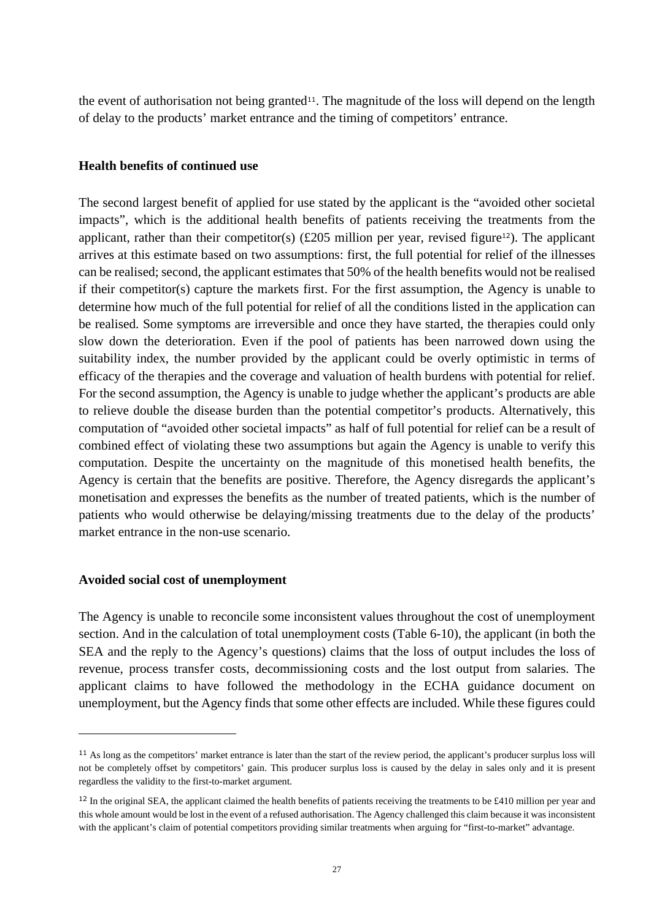the event of authorisation not being granted[11]. The magnitude of the loss will depend on the length of delay to the products' market entrance and the timing of competitors' entrance.

**Health benefits of continued use**

The second largest benefit of applied for use stated by the applicant is the "avoided other societal impacts", which is the additional health benefits of patients receiving the treatments from the applicant, rather than their competitor(s) (£205 million per year, revised figure[12]). The applicant arrives at this estimate based on two assumptions: first, the full potential for relief of the illnesses can be realised; second, the applicant estimates that 50% of the health benefits would not be realised if their competitor(s) capture the markets first. For the first assumption, the Agency is unable to determine how much of the full potential for relief of all the conditions listed in the application can be realised. Some symptoms are irreversible and once they have started, the therapies could only slow down the deterioration. Even if the pool of patients has been narrowed down using the suitability index, the number provided by the applicant could be overly optimistic in terms of efficacy of the therapies and the coverage and valuation of health burdens with potential for relief. For the second assumption, the Agency is unable to judge whether the applicant's products are able to relieve double the disease burden than the potential competitor's products. Alternatively, this computation of "avoided other societal impacts" as half of full potential for relief can be a result of combined effect of violating these two assumptions but again the Agency is unable to verify this computation. Despite the uncertainty on the magnitude of this monetised health benefits, the Agency is certain that the benefits are positive. Therefore, the Agency disregards the applicant's monetisation and expresses the benefits as the number of treated patients, which is the number of patients who would otherwise be delaying/missing treatments due to the delay of the products' market entrance in the non-use scenario.

**Avoided social cost of unemployment**

The Agency is unable to reconcile some inconsistent values throughout the cost of unemployment section. And in the calculation of total unemployment costs (Table 6-10), the applicant (in both the SEA and the reply to the Agency's questions) claims that the loss of output includes the loss of revenue, process transfer costs, decommissioning costs and the lost output from salaries. The applicant claims to have followed the methodology in the ECHA guidance document on unemployment, but the Agency finds that some other effects are included. While these figures could

---

[11] As long as the competitors' market entrance is later than the start of the review period, the applicant's producer surplus loss will not be completely offset by competitors' gain. This producer surplus loss is caused by the delay in sales only and it is present regardless the validity to the first-to-market argument.

[12] In the original SEA, the applicant claimed the health benefits of patients receiving the treatments to be £410 million per year and this whole amount would be lost in the event of a refused authorisation. The Agency challenged this claim because it was inconsistent with the applicant's claim of potential competitors providing similar treatments when arguing for "first-to-market" advantage.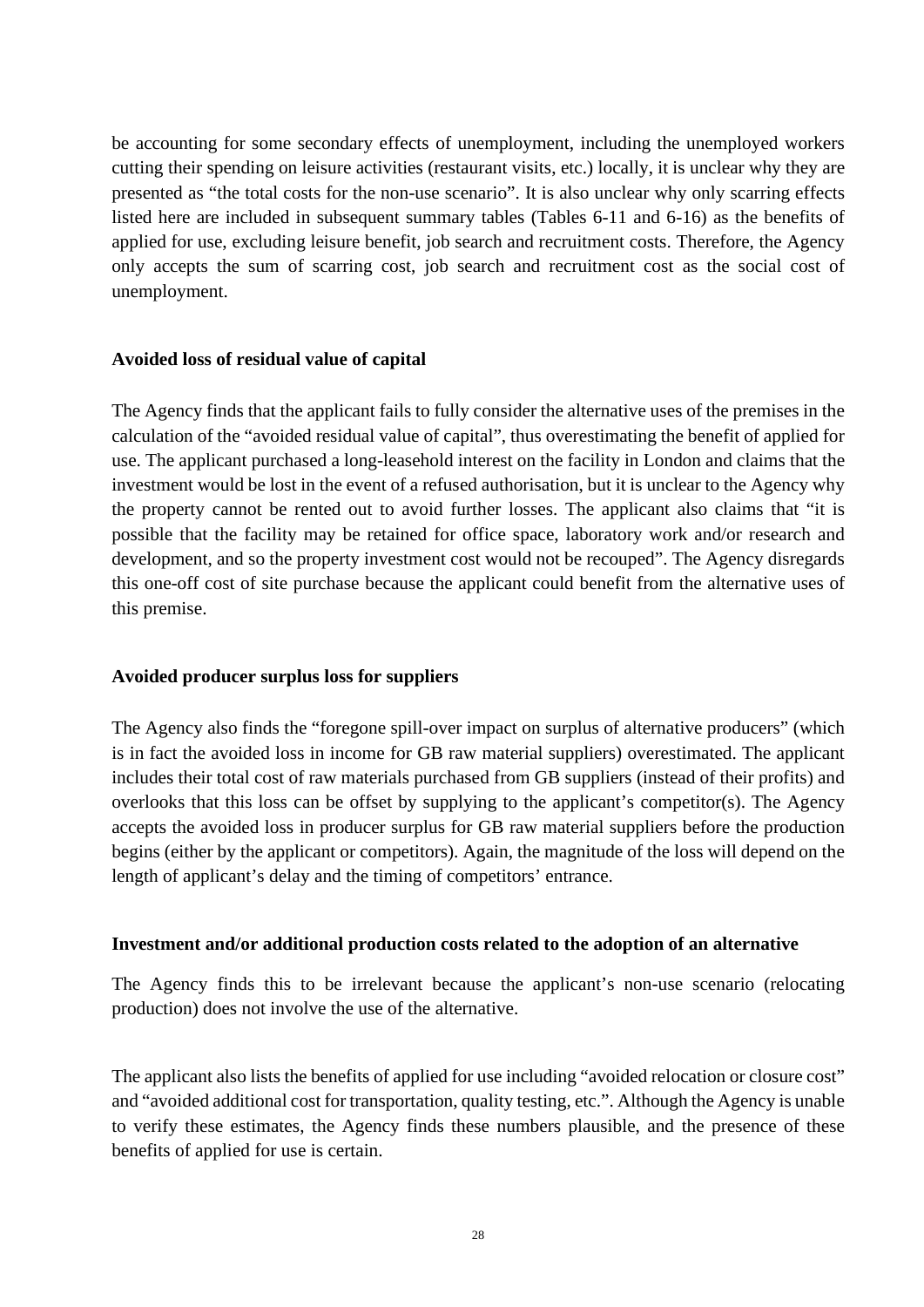be accounting for some secondary effects of unemployment, including the unemployed workers cutting their spending on leisure activities (restaurant visits, etc.) locally, it is unclear why they are presented as "the total costs for the non-use scenario". It is also unclear why only scarring effects listed here are included in subsequent summary tables (Tables 6-11 and 6-16) as the benefits of applied for use, excluding leisure benefit, job search and recruitment costs. Therefore, the Agency only accepts the sum of scarring cost, job search and recruitment cost as the social cost of unemployment.

**Avoided loss of residual value of capital**

The Agency finds that the applicant fails to fully consider the alternative uses of the premises in the calculation of the "avoided residual value of capital", thus overestimating the benefit of applied for use. The applicant purchased a long-leasehold interest on the facility in London and claims that the investment would be lost in the event of a refused authorisation, but it is unclear to the Agency why the property cannot be rented out to avoid further losses. The applicant also claims that "it is possible that the facility may be retained for office space, laboratory work and/or research and development, and so the property investment cost would not be recouped". The Agency disregards this one-off cost of site purchase because the applicant could benefit from the alternative uses of this premise.

**Avoided producer surplus loss for suppliers**

The Agency also finds the "foregone spill-over impact on surplus of alternative producers" (which is in fact the avoided loss in income for GB raw material suppliers) overestimated. The applicant includes their total cost of raw materials purchased from GB suppliers (instead of their profits) and overlooks that this loss can be offset by supplying to the applicant's competitor(s). The Agency accepts the avoided loss in producer surplus for GB raw material suppliers before the production begins (either by the applicant or competitors). Again, the magnitude of the loss will depend on the length of applicant's delay and the timing of competitors' entrance.

**Investment and/or additional production costs related to the adoption of an alternative**

The Agency finds this to be irrelevant because the applicant's non-use scenario (relocating production) does not involve the use of the alternative.

The applicant also lists the benefits of applied for use including "avoided relocation or closure cost" and "avoided additional cost for transportation, quality testing, etc.". Although the Agency is unable to verify these estimates, the Agency finds these numbers plausible, and the presence of these benefits of applied for use is certain.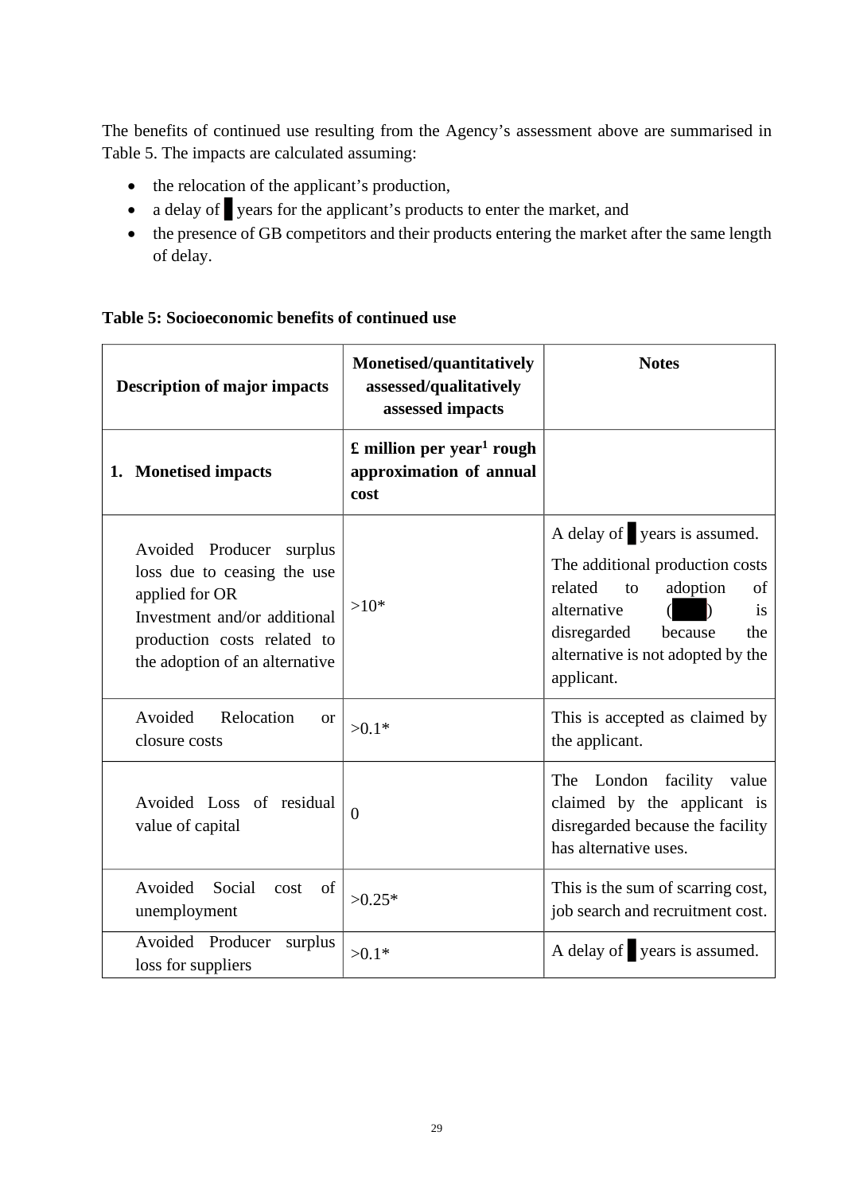The benefits of continued use resulting from the Agency's assessment above are summarised in Table 5. The impacts are calculated assuming:

- the relocation of the applicant's production,
- a delay of █ years for the applicant's products to enter the market, and
- the presence of GB competitors and their products entering the market after the same length of delay.

**Table 5: Socioeconomic benefits of continued use**

| Description of major impacts | Monetised/quantitatively assessed/qualitatively assessed impacts | Notes |
|---|---|---|
| **1. Monetised impacts** | **£ million per year[1] rough approximation of annual cost** | |
| Avoided Producer surplus loss due to ceasing the use applied for OR Investment and/or additional production costs related to the adoption of an alternative | >10* | A delay of █ years is assumed. The additional production costs related to adoption of alternative (███) is disregarded because the alternative is not adopted by the applicant. |
| Avoided Relocation or closure costs | >0.1* | This is accepted as claimed by the applicant. |
| Avoided Loss of residual value of capital | 0 | The London facility value claimed by the applicant is disregarded because the facility has alternative uses. |
| Avoided Social cost of unemployment | >0.25* | This is the sum of scarring cost, job search and recruitment cost. |
| Avoided Producer surplus loss for suppliers | >0.1* | A delay of █ years is assumed. |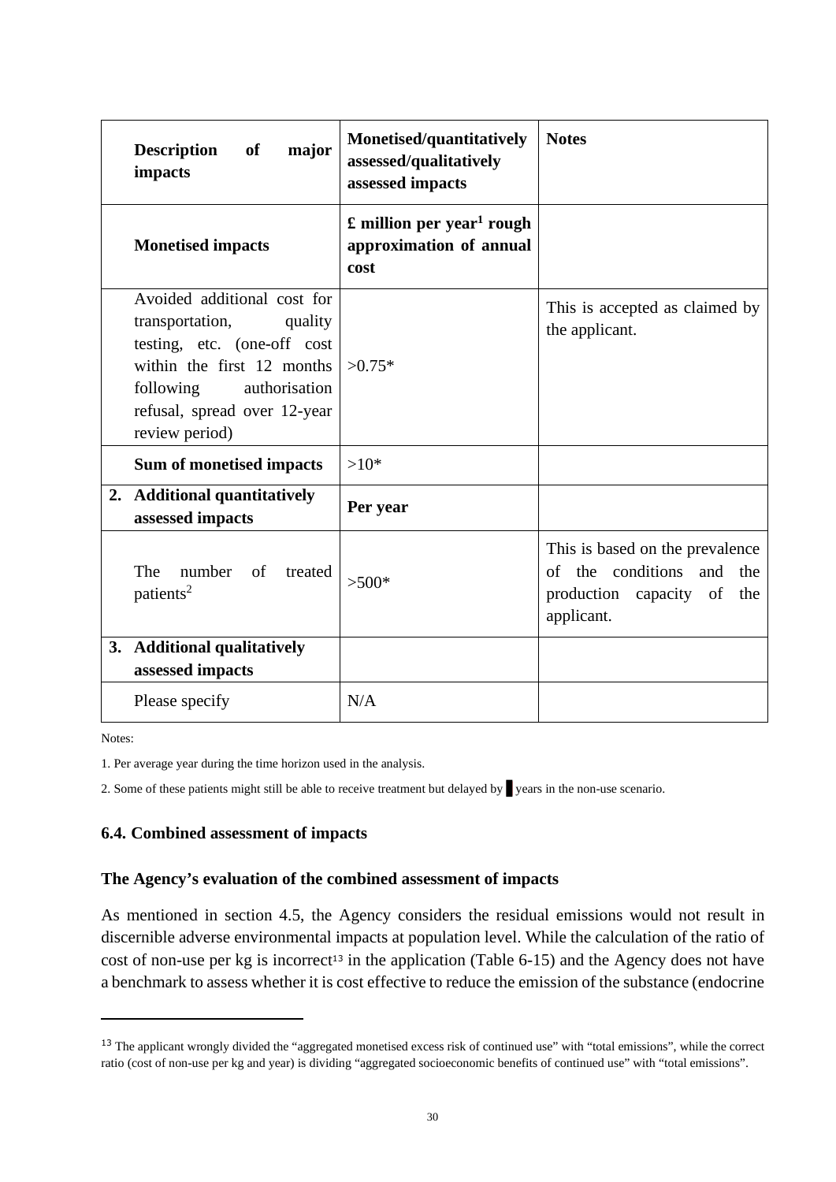| Description of major impacts | Monetised/quantitatively assessed/qualitatively assessed impacts | Notes |
|---|---|---|
| **Monetised impacts** | **£ million per year[1] rough approximation of annual cost** | |
| Avoided additional cost for transportation, quality testing, etc. (one-off cost within the first 12 months following authorisation refusal, spread over 12-year review period) | >0.75* | This is accepted as claimed by the applicant. |
| **Sum of monetised impacts** | >10* | |
| **2. Additional quantitatively assessed impacts** | **Per year** | |
| The number of treated patients[2] | >500* | This is based on the prevalence of the conditions and the production capacity of the applicant. |
| **3. Additional qualitatively assessed impacts** | | |
| Please specify | N/A | |

Notes:

1. Per average year during the time horizon used in the analysis.

2. Some of these patients might still be able to receive treatment but delayed by █ years in the non-use scenario.

### 6.4. Combined assessment of impacts

**The Agency's evaluation of the combined assessment of impacts**

As mentioned in section 4.5, the Agency considers the residual emissions would not result in discernible adverse environmental impacts at population level. While the calculation of the ratio of cost of non-use per kg is incorrect[13] in the application (Table 6-15) and the Agency does not have a benchmark to assess whether it is cost effective to reduce the emission of the substance (endocrine

---

[13] The applicant wrongly divided the "aggregated monetised excess risk of continued use" with "total emissions", while the correct ratio (cost of non-use per kg and year) is dividing "aggregated socioeconomic benefits of continued use" with "total emissions".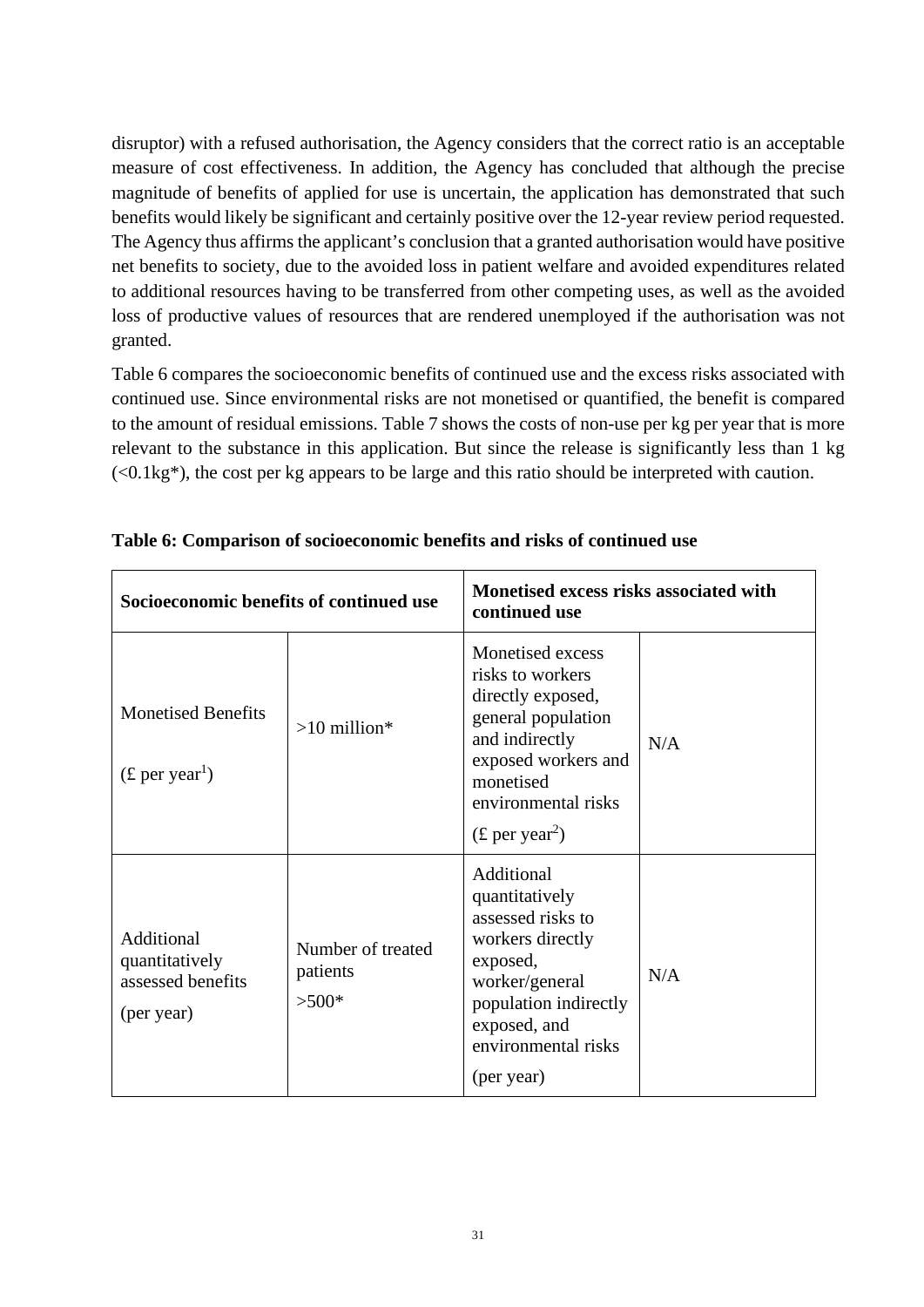disruptor) with a refused authorisation, the Agency considers that the correct ratio is an acceptable measure of cost effectiveness. In addition, the Agency has concluded that although the precise magnitude of benefits of applied for use is uncertain, the application has demonstrated that such benefits would likely be significant and certainly positive over the 12-year review period requested. The Agency thus affirms the applicant's conclusion that a granted authorisation would have positive net benefits to society, due to the avoided loss in patient welfare and avoided expenditures related to additional resources having to be transferred from other competing uses, as well as the avoided loss of productive values of resources that are rendered unemployed if the authorisation was not granted.

Table 6 compares the socioeconomic benefits of continued use and the excess risks associated with continued use. Since environmental risks are not monetised or quantified, the benefit is compared to the amount of residual emissions. Table 7 shows the costs of non-use per kg per year that is more relevant to the substance in this application. But since the release is significantly less than 1 kg (<0.1kg*), the cost per kg appears to be large and this ratio should be interpreted with caution.

**Table 6: Comparison of socioeconomic benefits and risks of continued use**

| Socioeconomic benefits of continued use | | Monetised excess risks associated with continued use | |
|---|---|---|---|
| Monetised Benefits (£ per year[1]) | >10 million* | Monetised excess risks to workers directly exposed, general population and indirectly exposed workers and monetised environmental risks (£ per year[2]) | N/A |
| Additional quantitatively assessed benefits (per year) | Number of treated patients >500* | Additional quantitatively assessed risks to workers directly exposed, worker/general population indirectly exposed, and environmental risks (per year) | N/A |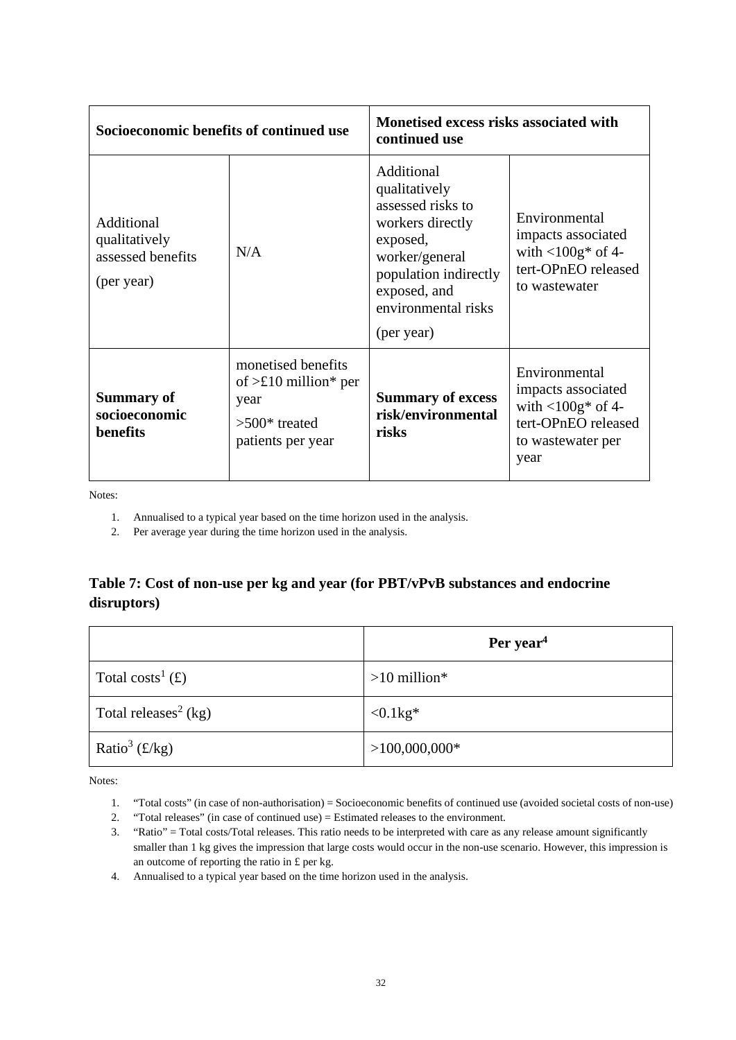| **Socioeconomic benefits of continued use** | | **Monetised excess risks associated with continued use** | |
|---|---|---|---|
| Additional qualitatively assessed benefits (per year) | N/A | Additional qualitatively assessed risks to workers directly exposed, worker/general population indirectly exposed, and environmental risks (per year) | Environmental impacts associated with <100g* of 4-tert-OPnEO released to wastewater |
| **Summary of socioeconomic benefits** | monetised benefits of >£10 million* per year >500* treated patients per year | **Summary of excess risk/environmental risks** | Environmental impacts associated with <100g* of 4-tert-OPnEO released to wastewater per year |

Notes:

1. Annualised to a typical year based on the time horizon used in the analysis.
2. Per average year during the time horizon used in the analysis.

## Table 7: Cost of non-use per kg and year (for PBT/vPvB substances and endocrine disruptors)

| | **Per year[4]** |
|---|---|
| Total costs[1] (£) | >10 million* |
| Total releases[2] (kg) | <0.1kg* |
| Ratio[3] (£/kg) | >100,000,000* |

Notes:

1. "Total costs" (in case of non-authorisation) = Socioeconomic benefits of continued use (avoided societal costs of non-use)
2. "Total releases" (in case of continued use) = Estimated releases to the environment.
3. "Ratio" = Total costs/Total releases. This ratio needs to be interpreted with care as any release amount significantly smaller than 1 kg gives the impression that large costs would occur in the non-use scenario. However, this impression is an outcome of reporting the ratio in £ per kg.
4. Annualised to a typical year based on the time horizon used in the analysis.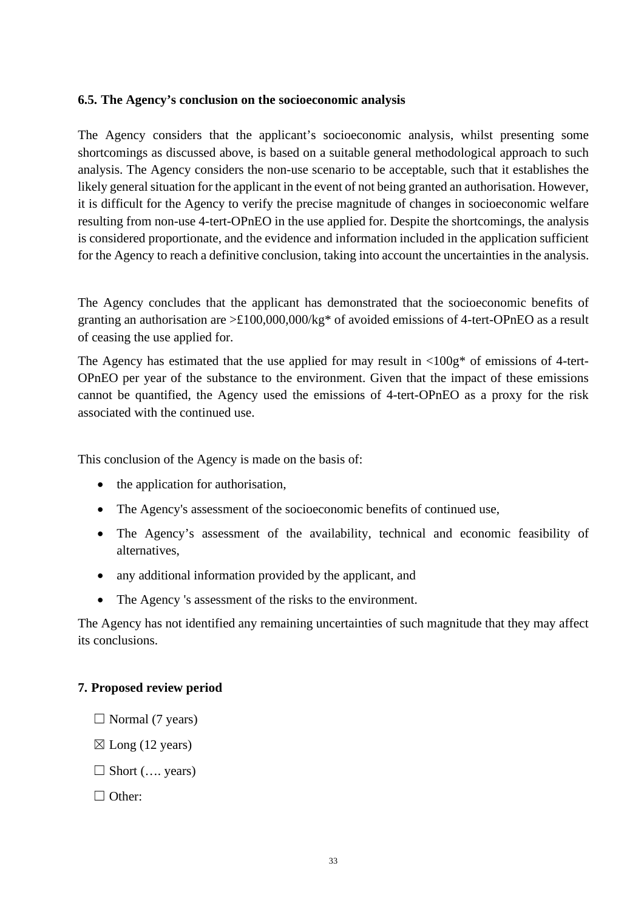### 6.5. The Agency's conclusion on the socioeconomic analysis

The Agency considers that the applicant's socioeconomic analysis, whilst presenting some shortcomings as discussed above, is based on a suitable general methodological approach to such analysis. The Agency considers the non-use scenario to be acceptable, such that it establishes the likely general situation for the applicant in the event of not being granted an authorisation. However, it is difficult for the Agency to verify the precise magnitude of changes in socioeconomic welfare resulting from non-use 4-tert-OPnEO in the use applied for. Despite the shortcomings, the analysis is considered proportionate, and the evidence and information included in the application sufficient for the Agency to reach a definitive conclusion, taking into account the uncertainties in the analysis.

The Agency concludes that the applicant has demonstrated that the socioeconomic benefits of granting an authorisation are >£100,000,000/kg* of avoided emissions of 4-tert-OPnEO as a result of ceasing the use applied for.

The Agency has estimated that the use applied for may result in <100g* of emissions of 4-tert-OPnEO per year of the substance to the environment. Given that the impact of these emissions cannot be quantified, the Agency used the emissions of 4-tert-OPnEO as a proxy for the risk associated with the continued use.

This conclusion of the Agency is made on the basis of:

- the application for authorisation,
- The Agency's assessment of the socioeconomic benefits of continued use,
- The Agency's assessment of the availability, technical and economic feasibility of alternatives,
- any additional information provided by the applicant, and
- The Agency 's assessment of the risks to the environment.

The Agency has not identified any remaining uncertainties of such magnitude that they may affect its conclusions.

### 7. Proposed review period

☐ Normal (7 years)

☒ Long (12 years)

☐ Short (…. years)

☐ Other: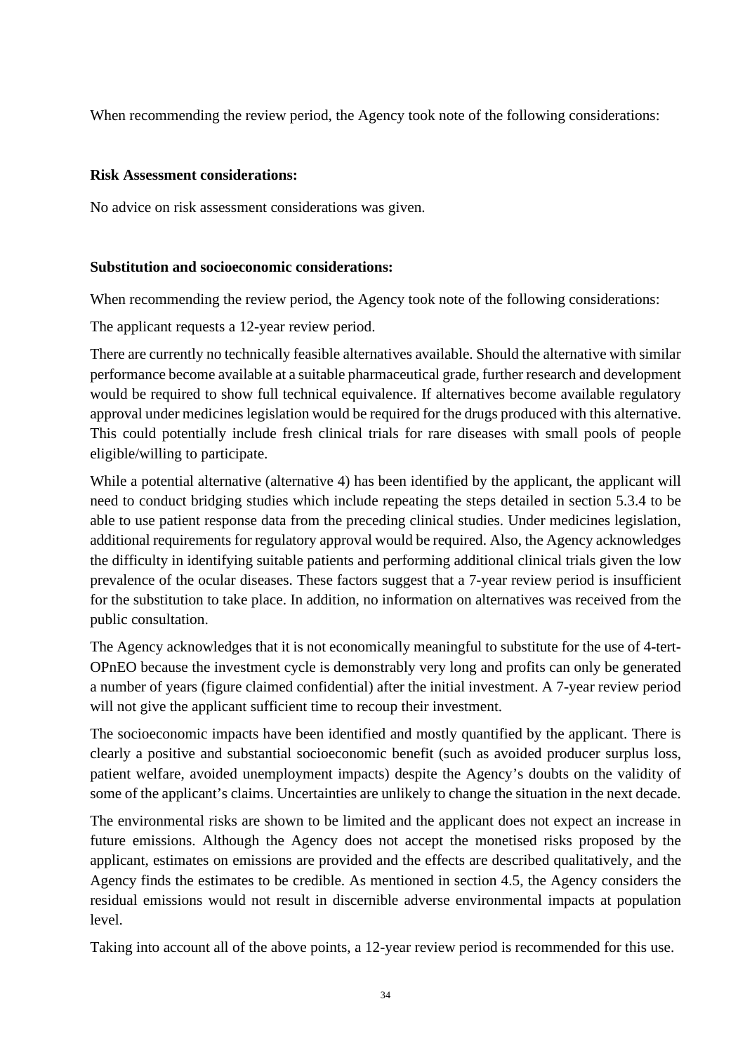When recommending the review period, the Agency took note of the following considerations:

**Risk Assessment considerations:**

No advice on risk assessment considerations was given.

**Substitution and socioeconomic considerations:**

When recommending the review period, the Agency took note of the following considerations:

The applicant requests a 12-year review period.

There are currently no technically feasible alternatives available. Should the alternative with similar performance become available at a suitable pharmaceutical grade, further research and development would be required to show full technical equivalence. If alternatives become available regulatory approval under medicines legislation would be required for the drugs produced with this alternative. This could potentially include fresh clinical trials for rare diseases with small pools of people eligible/willing to participate.

While a potential alternative (alternative 4) has been identified by the applicant, the applicant will need to conduct bridging studies which include repeating the steps detailed in section 5.3.4 to be able to use patient response data from the preceding clinical studies. Under medicines legislation, additional requirements for regulatory approval would be required. Also, the Agency acknowledges the difficulty in identifying suitable patients and performing additional clinical trials given the low prevalence of the ocular diseases. These factors suggest that a 7-year review period is insufficient for the substitution to take place. In addition, no information on alternatives was received from the public consultation.

The Agency acknowledges that it is not economically meaningful to substitute for the use of 4-tert-OPnEO because the investment cycle is demonstrably very long and profits can only be generated a number of years (figure claimed confidential) after the initial investment. A 7-year review period will not give the applicant sufficient time to recoup their investment.

The socioeconomic impacts have been identified and mostly quantified by the applicant. There is clearly a positive and substantial socioeconomic benefit (such as avoided producer surplus loss, patient welfare, avoided unemployment impacts) despite the Agency's doubts on the validity of some of the applicant's claims. Uncertainties are unlikely to change the situation in the next decade.

The environmental risks are shown to be limited and the applicant does not expect an increase in future emissions. Although the Agency does not accept the monetised risks proposed by the applicant, estimates on emissions are provided and the effects are described qualitatively, and the Agency finds the estimates to be credible. As mentioned in section 4.5, the Agency considers the residual emissions would not result in discernible adverse environmental impacts at population level.

Taking into account all of the above points, a 12-year review period is recommended for this use.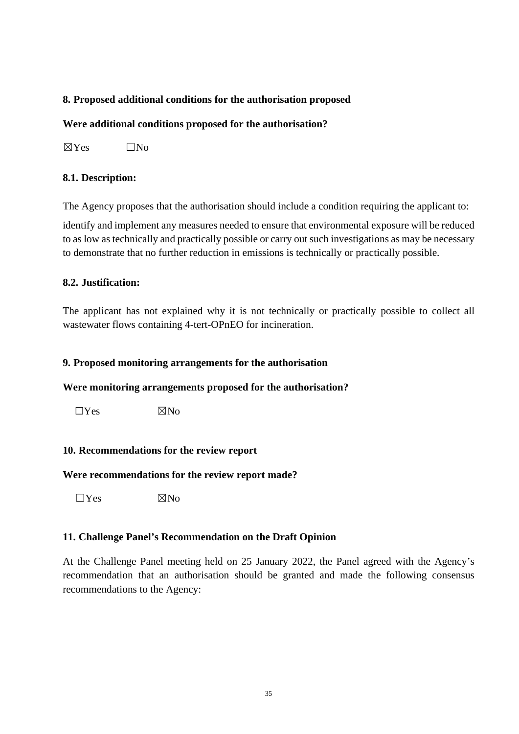**8. Proposed additional conditions for the authorisation proposed**

**Were additional conditions proposed for the authorisation?**

☒Yes ☐No

**8.1. Description:**

The Agency proposes that the authorisation should include a condition requiring the applicant to:

identify and implement any measures needed to ensure that environmental exposure will be reduced to as low as technically and practically possible or carry out such investigations as may be necessary to demonstrate that no further reduction in emissions is technically or practically possible.

**8.2. Justification:**

The applicant has not explained why it is not technically or practically possible to collect all wastewater flows containing 4-tert-OPnEO for incineration.

**9. Proposed monitoring arrangements for the authorisation**

**Were monitoring arrangements proposed for the authorisation?**

☐Yes ☒No

**10. Recommendations for the review report**

**Were recommendations for the review report made?**

☐Yes ☒No

**11. Challenge Panel's Recommendation on the Draft Opinion**

At the Challenge Panel meeting held on 25 January 2022, the Panel agreed with the Agency's recommendation that an authorisation should be granted and made the following consensus recommendations to the Agency: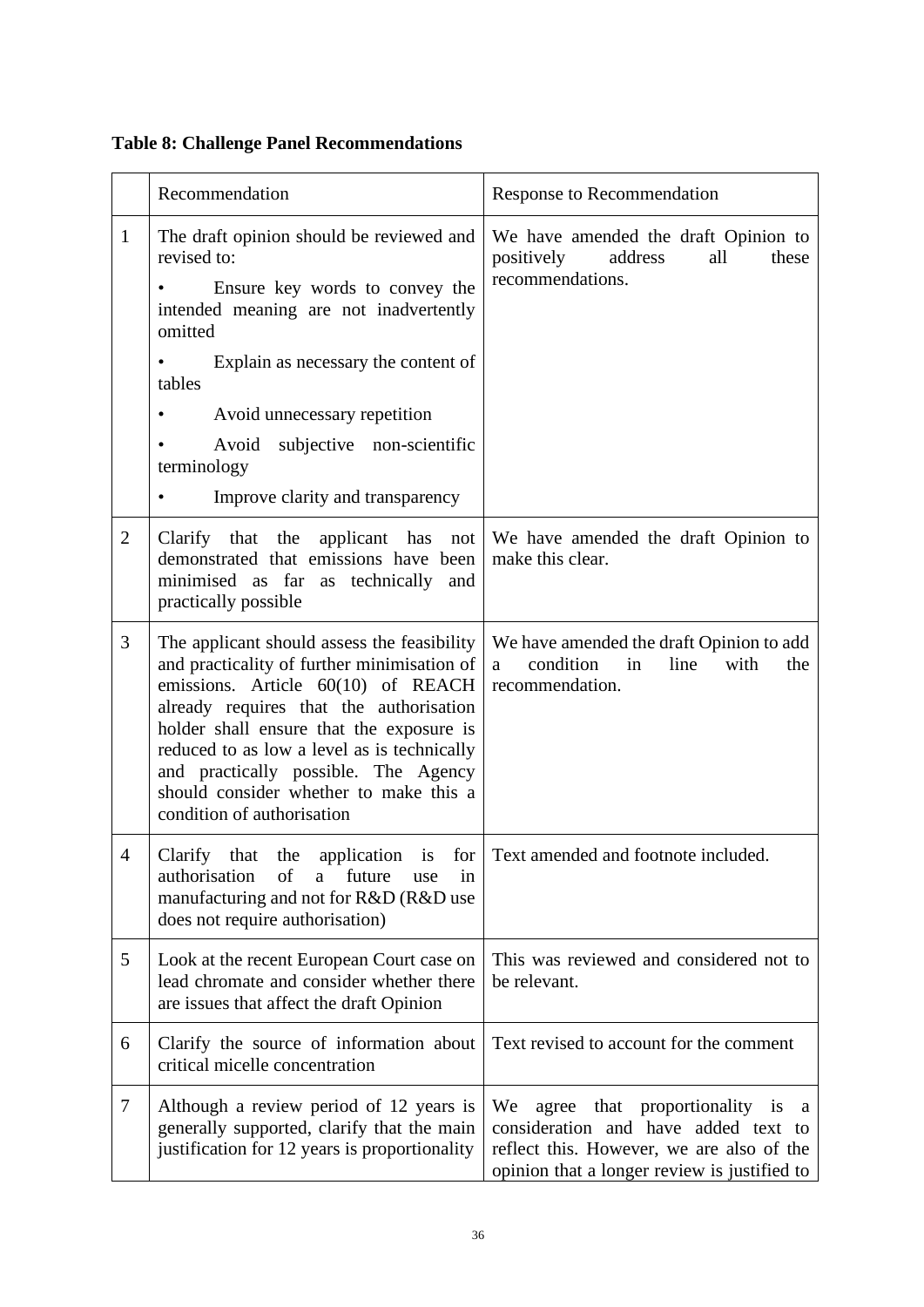**Table 8: Challenge Panel Recommendations**

| | Recommendation | Response to Recommendation |
|---|---|---|
| 1 | The draft opinion should be reviewed and revised to:<br>• Ensure key words to convey the intended meaning are not inadvertently omitted<br>• Explain as necessary the content of tables<br>• Avoid unnecessary repetition<br>• Avoid subjective non-scientific terminology<br>• Improve clarity and transparency | We have amended the draft Opinion to positively address all these recommendations. |
| 2 | Clarify that the applicant has not demonstrated that emissions have been minimised as far as technically and practically possible | We have amended the draft Opinion to make this clear. |
| 3 | The applicant should assess the feasibility and practicality of further minimisation of emissions. Article 60(10) of REACH already requires that the authorisation holder shall ensure that the exposure is reduced to as low a level as is technically and practically possible. The Agency should consider whether to make this a condition of authorisation | We have amended the draft Opinion to add a condition in line with the recommendation. |
| 4 | Clarify that the application is for authorisation of a future use in manufacturing and not for R&D (R&D use does not require authorisation) | Text amended and footnote included. |
| 5 | Look at the recent European Court case on lead chromate and consider whether there are issues that affect the draft Opinion | This was reviewed and considered not to be relevant. |
| 6 | Clarify the source of information about critical micelle concentration | Text revised to account for the comment |
| 7 | Although a review period of 12 years is generally supported, clarify that the main justification for 12 years is proportionality | We agree that proportionality is a consideration and have added text to reflect this. However, we are also of the opinion that a longer review is justified to |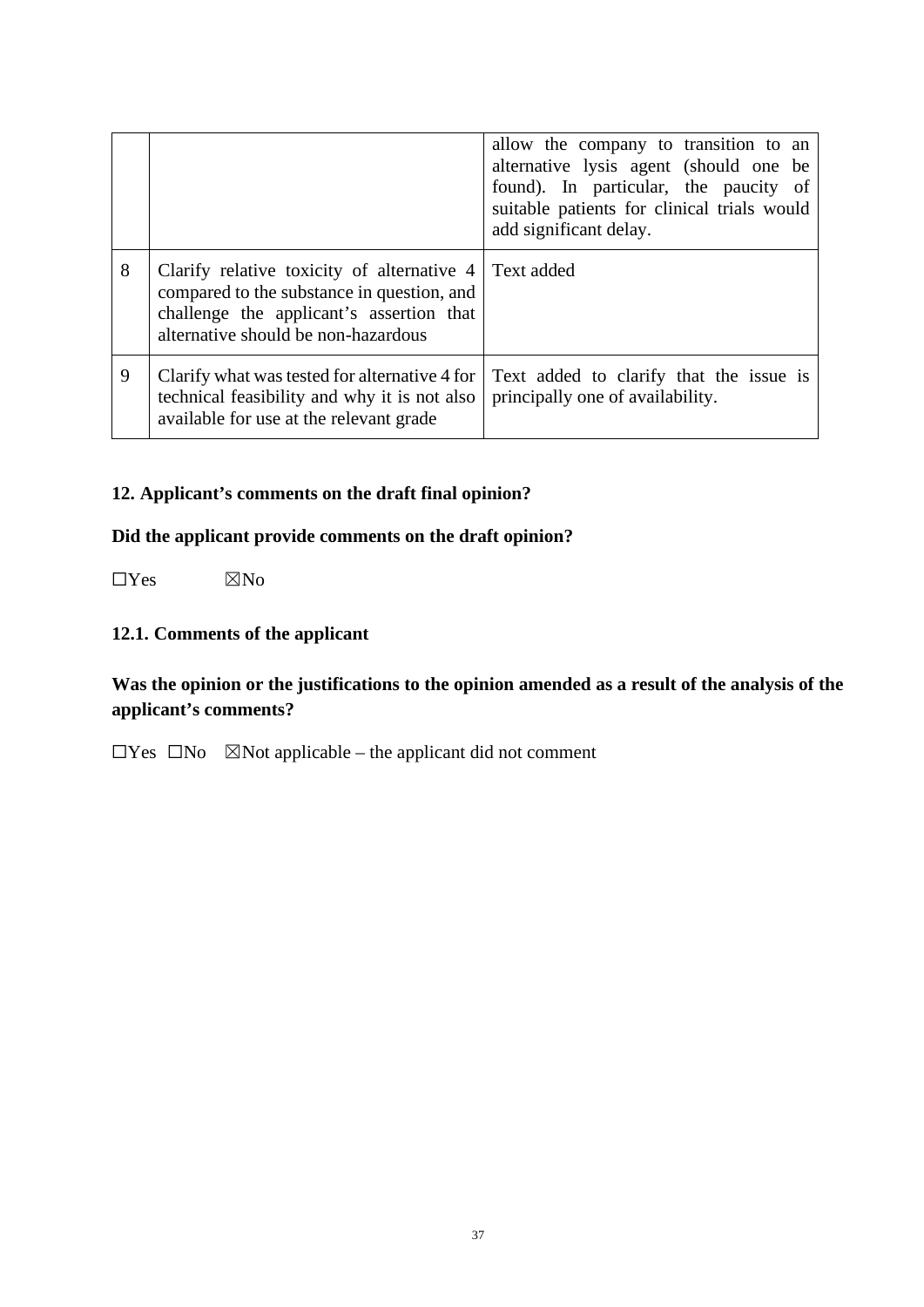| | | |
|---|---|---|
| | | allow the company to transition to an alternative lysis agent (should one be found). In particular, the paucity of suitable patients for clinical trials would add significant delay. |
| 8 | Clarify relative toxicity of alternative 4 compared to the substance in question, and challenge the applicant's assertion that alternative should be non-hazardous | Text added |
| 9 | Clarify what was tested for alternative 4 for technical feasibility and why it is not also available for use at the relevant grade | Text added to clarify that the issue is principally one of availability. |

## 12. Applicant's comments on the draft final opinion?

**Did the applicant provide comments on the draft opinion?**

☐Yes ☒No

### 12.1. Comments of the applicant

**Was the opinion or the justifications to the opinion amended as a result of the analysis of the applicant's comments?**

☐Yes ☐No ☒Not applicable – the applicant did not comment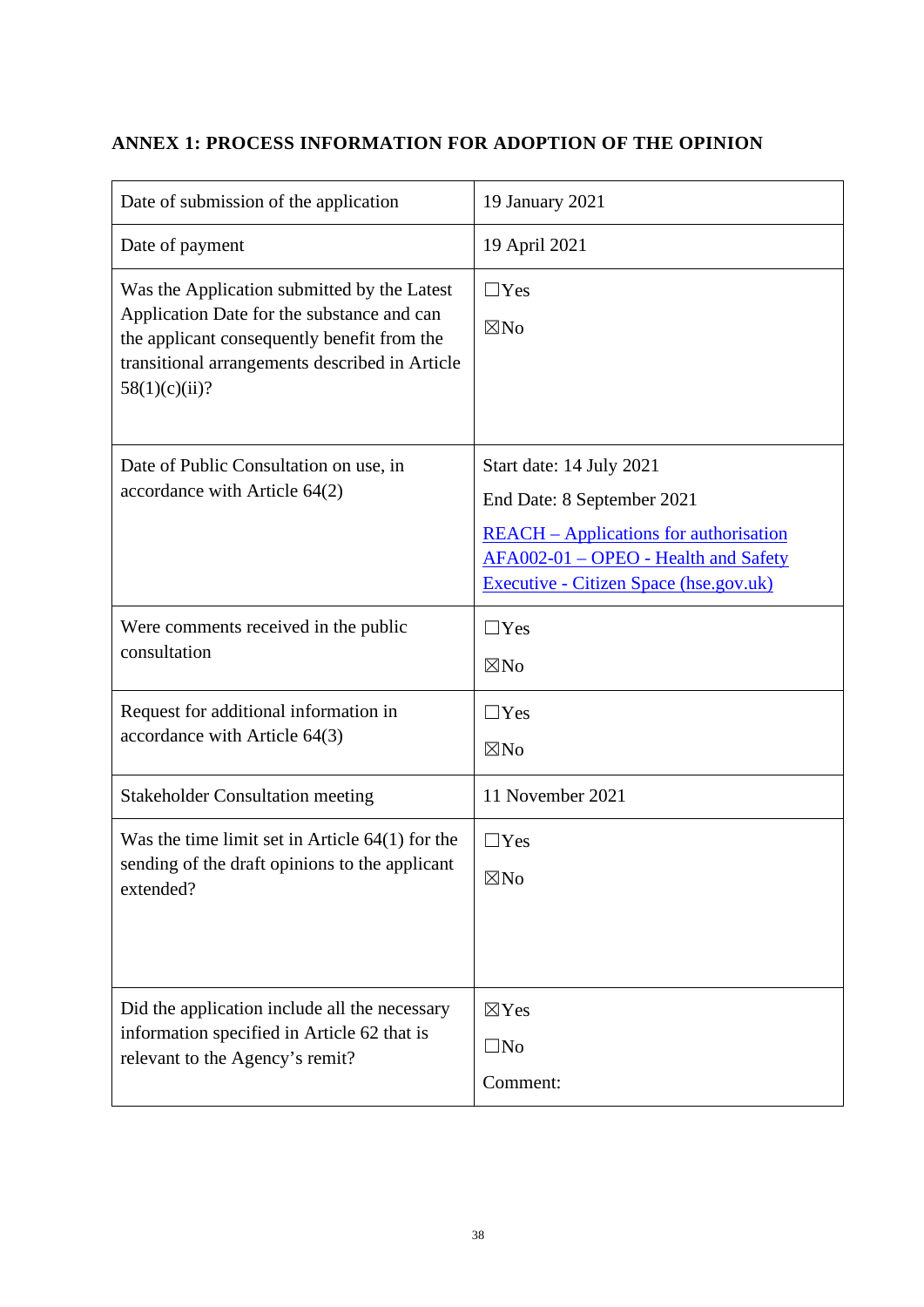## ANNEX 1: PROCESS INFORMATION FOR ADOPTION OF THE OPINION

| | |
|---|---|
| Date of submission of the application | 19 January 2021 |
| Date of payment | 19 April 2021 |
| Was the Application submitted by the Latest Application Date for the substance and can the applicant consequently benefit from the transitional arrangements described in Article 58(1)(c)(ii)? | ☐Yes<br>☒No |
| Date of Public Consultation on use, in accordance with Article 64(2) | Start date: 14 July 2021<br>End Date: 8 September 2021<br>[REACH – Applications for authorisation AFA002-01 – OPEO - Health and Safety Executive - Citizen Space (hse.gov.uk)] |
| Were comments received in the public consultation | ☐Yes<br>☒No |
| Request for additional information in accordance with Article 64(3) | ☐Yes<br>☒No |
| Stakeholder Consultation meeting | 11 November 2021 |
| Was the time limit set in Article 64(1) for the sending of the draft opinions to the applicant extended? | ☐Yes<br>☒No |
| Did the application include all the necessary information specified in Article 62 that is relevant to the Agency's remit? | ☒Yes<br>☐No<br>Comment: |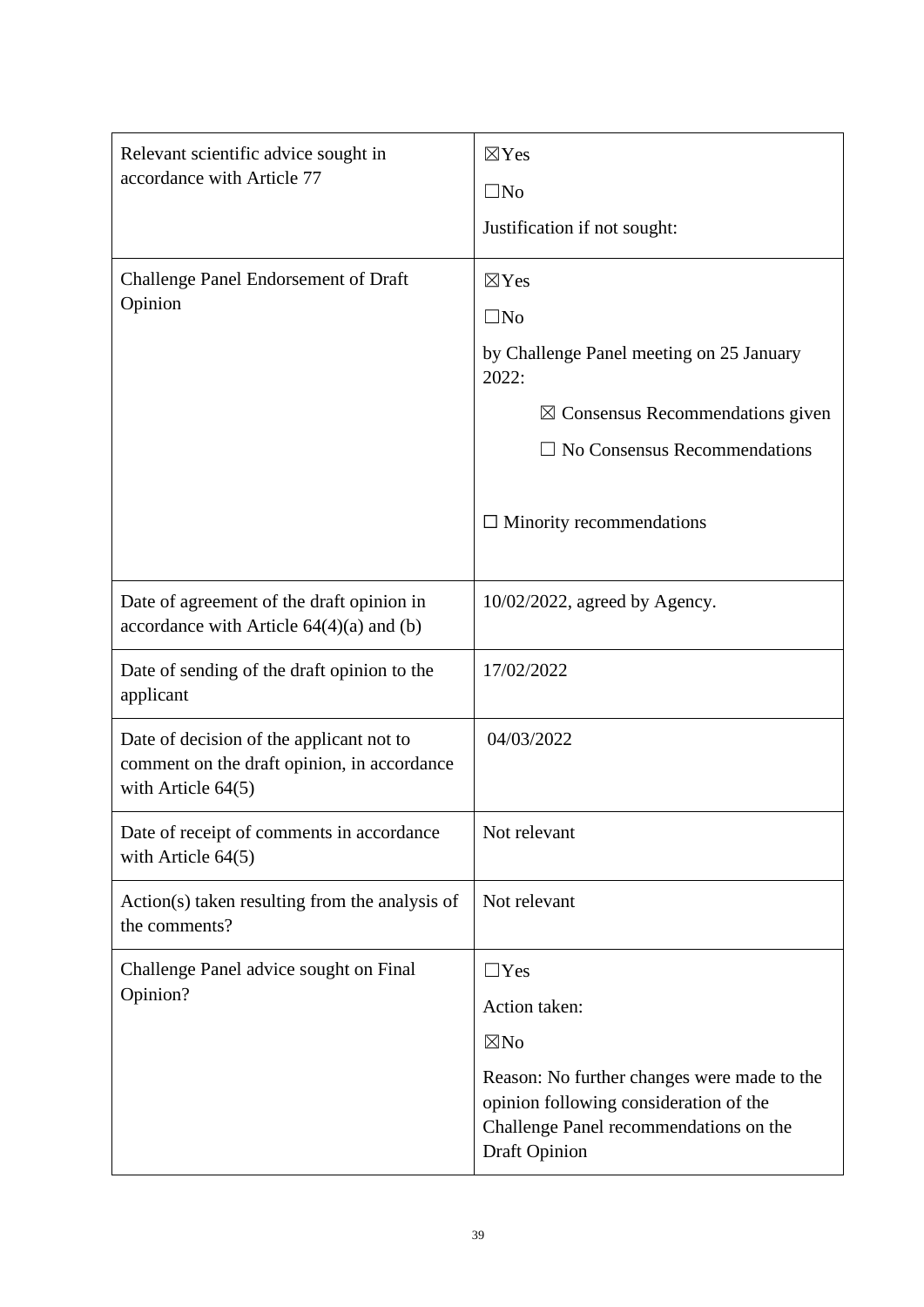| | |
|---|---|
| Relevant scientific advice sought in accordance with Article 77 | ☒Yes<br>☐No<br>Justification if not sought: |
| Challenge Panel Endorsement of Draft Opinion | ☒Yes<br>☐No<br>by Challenge Panel meeting on 25 January 2022:<br>☒ Consensus Recommendations given<br>☐ No Consensus Recommendations<br>☐ Minority recommendations |
| Date of agreement of the draft opinion in accordance with Article 64(4)(a) and (b) | 10/02/2022, agreed by Agency. |
| Date of sending of the draft opinion to the applicant | 17/02/2022 |
| Date of decision of the applicant not to comment on the draft opinion, in accordance with Article 64(5) | 04/03/2022 |
| Date of receipt of comments in accordance with Article 64(5) | Not relevant |
| Action(s) taken resulting from the analysis of the comments? | Not relevant |
| Challenge Panel advice sought on Final Opinion? | ☐Yes<br>Action taken:<br>☒No<br>Reason: No further changes were made to the opinion following consideration of the Challenge Panel recommendations on the Draft Opinion |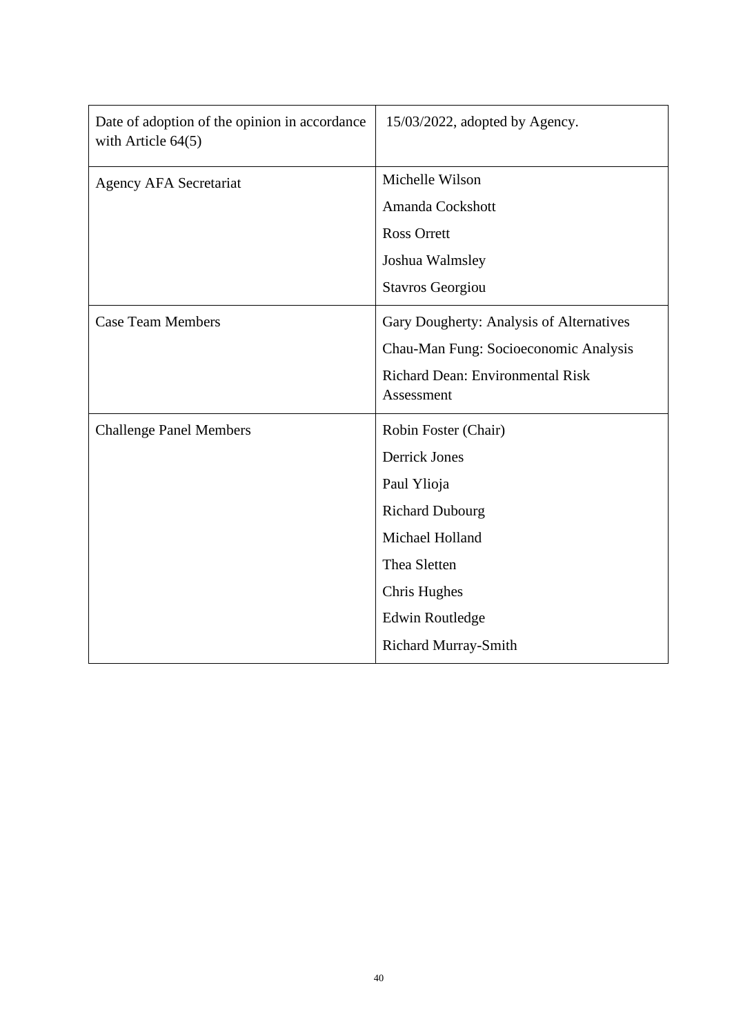| | |
|---|---|
| Date of adoption of the opinion in accordance with Article 64(5) | 15/03/2022, adopted by Agency. |
| Agency AFA Secretariat | Michelle Wilson<br>Amanda Cockshott<br>Ross Orrett<br>Joshua Walmsley<br>Stavros Georgiou |
| Case Team Members | Gary Dougherty: Analysis of Alternatives<br>Chau-Man Fung: Socioeconomic Analysis<br>Richard Dean: Environmental Risk Assessment |
| Challenge Panel Members | Robin Foster (Chair)<br>Derrick Jones<br>Paul Ylioja<br>Richard Dubourg<br>Michael Holland<br>Thea Sletten<br>Chris Hughes<br>Edwin Routledge<br>Richard Murray-Smith |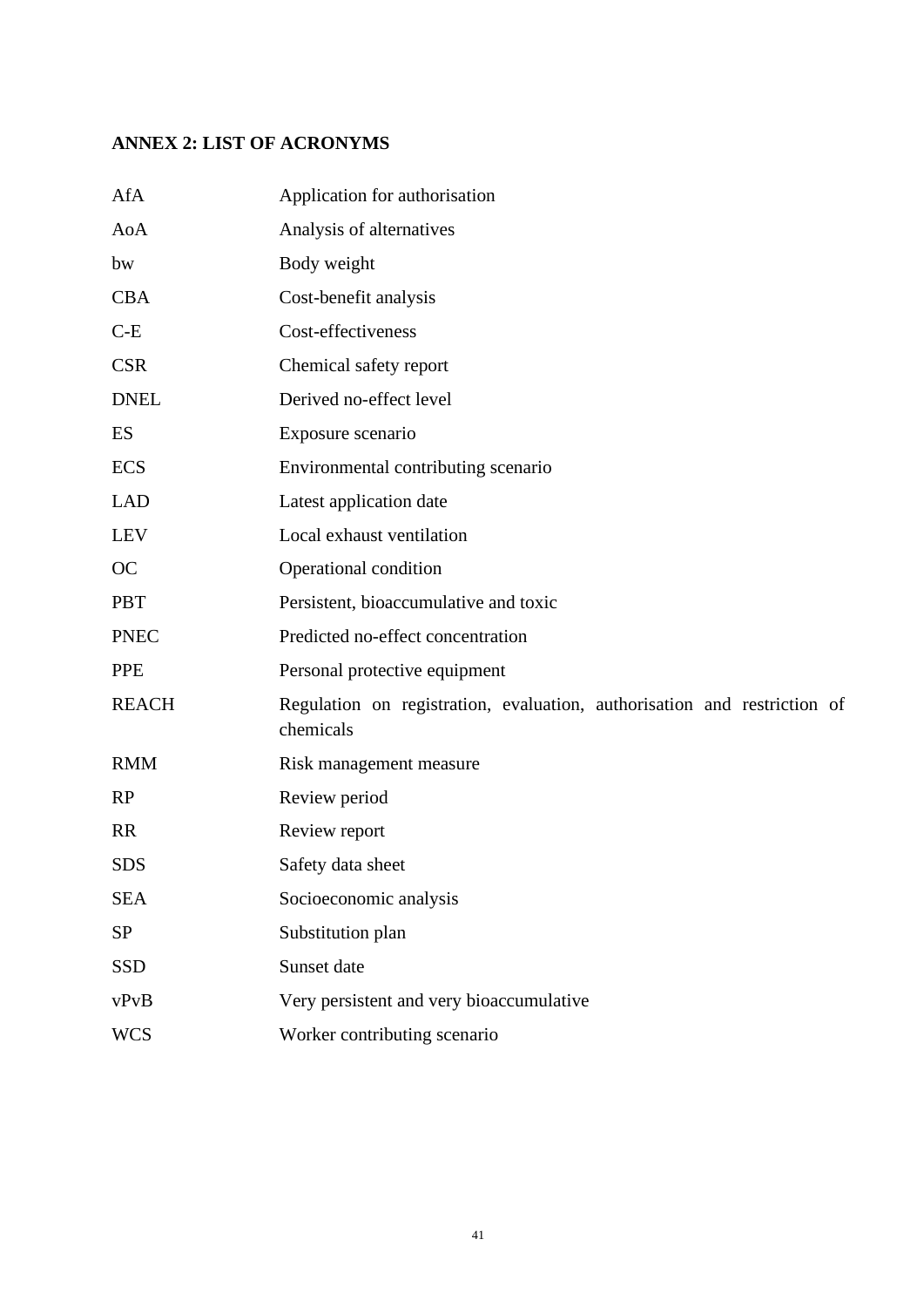**ANNEX 2: LIST OF ACRONYMS**

| | |
|---|---|
| AfA | Application for authorisation |
| AoA | Analysis of alternatives |
| bw | Body weight |
| CBA | Cost-benefit analysis |
| C-E | Cost-effectiveness |
| CSR | Chemical safety report |
| DNEL | Derived no-effect level |
| ES | Exposure scenario |
| ECS | Environmental contributing scenario |
| LAD | Latest application date |
| LEV | Local exhaust ventilation |
| OC | Operational condition |
| PBT | Persistent, bioaccumulative and toxic |
| PNEC | Predicted no-effect concentration |
| PPE | Personal protective equipment |
| REACH | Regulation on registration, evaluation, authorisation and restriction of chemicals |
| RMM | Risk management measure |
| RP | Review period |
| RR | Review report |
| SDS | Safety data sheet |
| SEA | Socioeconomic analysis |
| SP | Substitution plan |
| SSD | Sunset date |
| vPvB | Very persistent and very bioaccumulative |
| WCS | Worker contributing scenario |